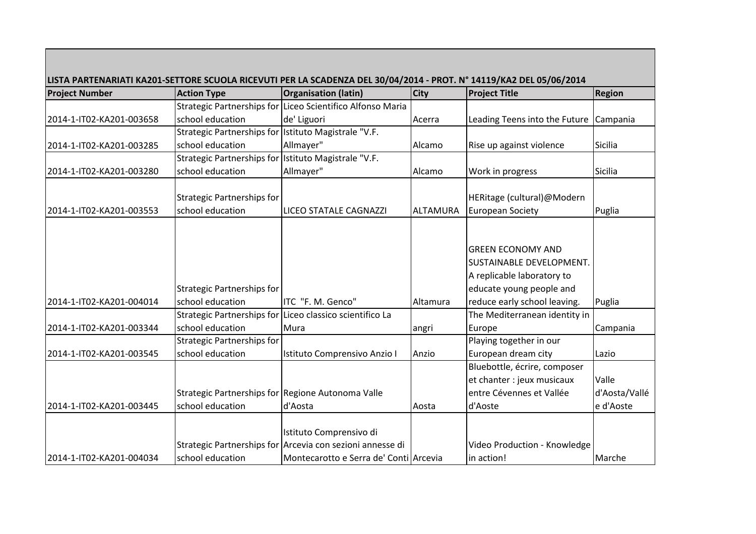LISTA PARTENARIATI KA201-SETTORE SCUOLA RICEVUTI PER LA SCADENZA DEL 30/04/2014 - PROT. N° 14119/KA2 DEL 05/06/2014

| Project Number | Action Type | Organisation (latin) | City | Project Title | Region |
|---|---|---|---|---|---|
| 2014-1-IT02-KA201-003658 | Strategic Partnerships for school education | Liceo Scientifico Alfonso Maria de' Liguori | Acerra | Leading Teens into the Future | Campania |
| 2014-1-IT02-KA201-003285 | Strategic Partnerships for school education | Istituto Magistrale "V.F. Allmayer" | Alcamo | Rise up against violence | Sicilia |
| 2014-1-IT02-KA201-003280 | Strategic Partnerships for school education | Istituto Magistrale "V.F. Allmayer" | Alcamo | Work in progress | Sicilia |
| 2014-1-IT02-KA201-003553 | Strategic Partnerships for school education | LICEO STATALE CAGNAZZI | ALTAMURA | HERitage (cultural)@Modern European Society | Puglia |
| 2014-1-IT02-KA201-004014 | Strategic Partnerships for school education | ITC "F. M. Genco" | Altamura | GREEN ECONOMY AND SUSTAINABLE DEVELOPMENT. A replicable laboratory to educate young people and reduce early school leaving. | Puglia |
| 2014-1-IT02-KA201-003344 | Strategic Partnerships for school education | Liceo classico scientifico La Mura | angri | The Mediterranean identity in Europe | Campania |
| 2014-1-IT02-KA201-003545 | Strategic Partnerships for school education | Istituto Comprensivo Anzio I | Anzio | Playing together in our European dream city | Lazio |
| 2014-1-IT02-KA201-003445 | Strategic Partnerships for school education | Regione Autonoma Valle d'Aosta | Aosta | Bluebottle, écrire, composer et chanter : jeux musicaux entre Cévennes et Vallée d'Aoste | Valle d'Aosta/Vallée d'Aoste |
| 2014-1-IT02-KA201-004034 | Strategic Partnerships for school education | Istituto Comprensivo di Arcevia con sezioni annesse di Montecarotto e Serra de' Conti | Arcevia | Video Production - Knowledge in action! | Marche |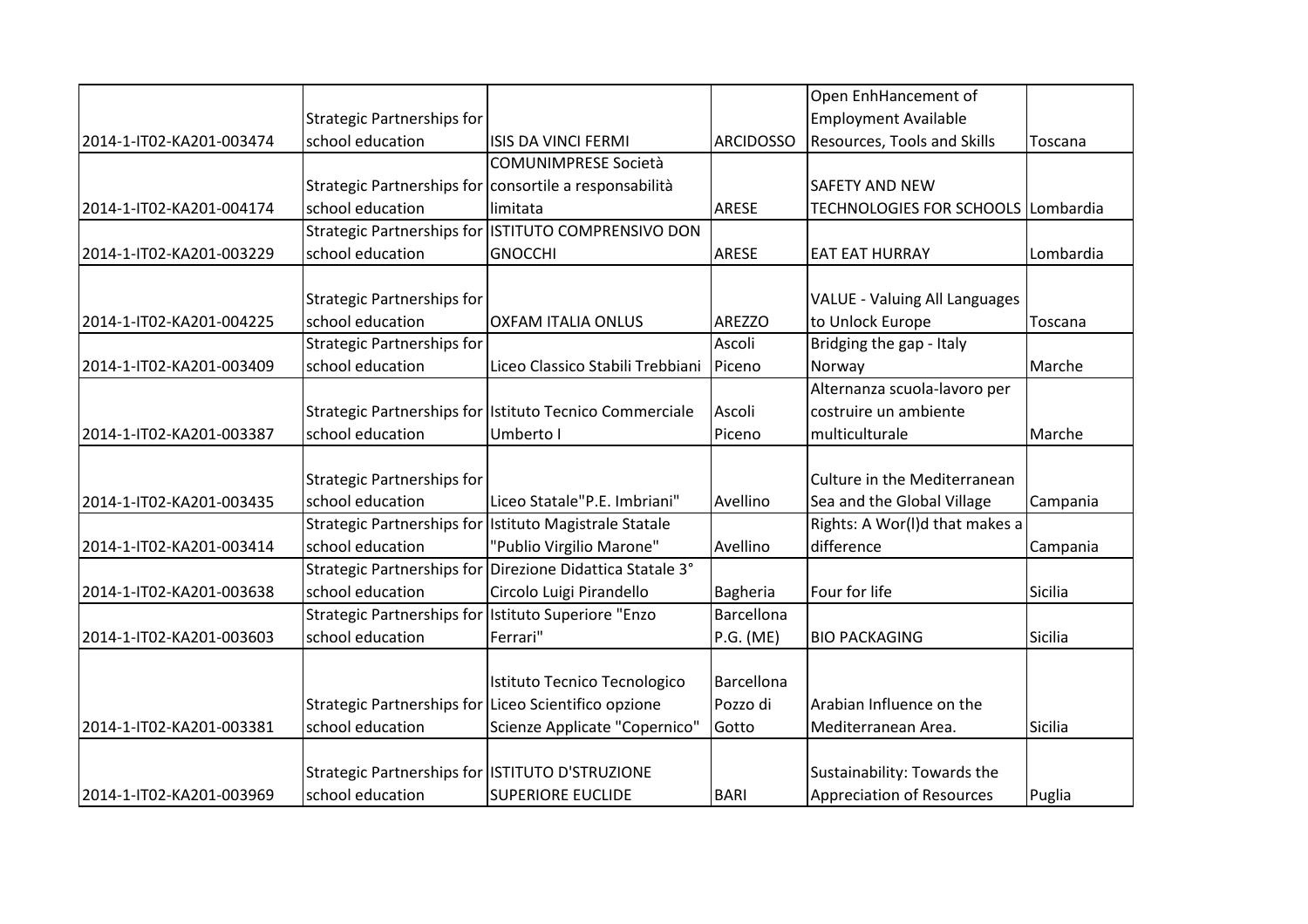| | | | | | |
|---|---|---|---|---|---|
| 2014-1-IT02-KA201-003474 | Strategic Partnerships for school education | ISIS DA VINCI FERMI | ARCIDOSSO | Open EnhHancement of Employment Available Resources, Tools and Skills | Toscana |
| 2014-1-IT02-KA201-004174 | Strategic Partnerships for school education | COMUNIMPRESE Società consortile a responsabilità limitata | ARESE | SAFETY AND NEW TECHNOLOGIES FOR SCHOOLS | Lombardia |
| 2014-1-IT02-KA201-003229 | Strategic Partnerships for school education | ISTITUTO COMPRENSIVO DON GNOCCHI | ARESE | EAT EAT HURRAY | Lombardia |
| 2014-1-IT02-KA201-004225 | Strategic Partnerships for school education | OXFAM ITALIA ONLUS | AREZZO | VALUE - Valuing All Languages to Unlock Europe | Toscana |
| 2014-1-IT02-KA201-003409 | Strategic Partnerships for school education | Liceo Classico Stabili Trebbiani | Ascoli Piceno | Bridging the gap - Italy Norway | Marche |
| 2014-1-IT02-KA201-003387 | Strategic Partnerships for school education | Istituto Tecnico Commerciale Umberto I | Ascoli Piceno | Alternanza scuola-lavoro per costruire un ambiente multiculturale | Marche |
| 2014-1-IT02-KA201-003435 | Strategic Partnerships for school education | Liceo Statale"P.E. Imbriani" | Avellino | Culture in the Mediterranean Sea and the Global Village | Campania |
| 2014-1-IT02-KA201-003414 | Strategic Partnerships for school education | Istituto Magistrale Statale "Publio Virgilio Marone" | Avellino | Rights: A Wor(l)d that makes a difference | Campania |
| 2014-1-IT02-KA201-003638 | Strategic Partnerships for school education | Direzione Didattica Statale 3° Circolo Luigi Pirandello | Bagheria | Four for life | Sicilia |
| 2014-1-IT02-KA201-003603 | Strategic Partnerships for school education | Istituto Superiore "Enzo Ferrari" | Barcellona P.G. (ME) | BIO PACKAGING | Sicilia |
| 2014-1-IT02-KA201-003381 | Strategic Partnerships for school education | Istituto Tecnico Tecnologico Liceo Scientifico opzione Scienze Applicate "Copernico" | Barcellona Pozzo di Gotto | Arabian Influence on the Mediterranean Area. | Sicilia |
| 2014-1-IT02-KA201-003969 | Strategic Partnerships for school education | ISTITUTO D'STRUZIONE SUPERIORE EUCLIDE | BARI | Sustainability: Towards the Appreciation of Resources | Puglia |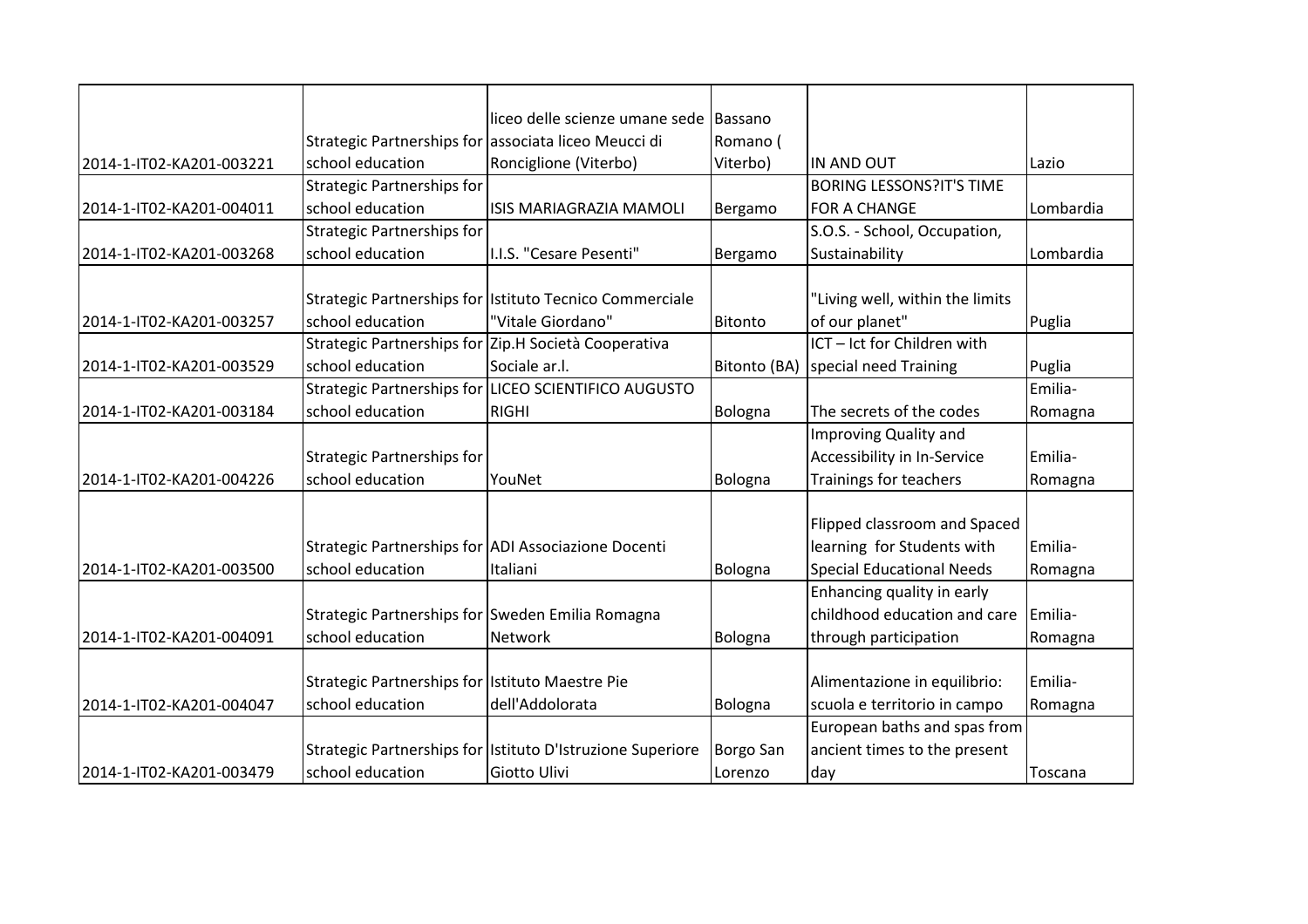| | | | | | |
|---|---|---|---|---|---|
| 2014-1-IT02-KA201-003221 | Strategic Partnerships for school education | liceo delle scienze umane sede associata liceo Meucci di Ronciglione (Viterbo) | Bassano Romano ( Viterbo) | IN AND OUT | Lazio |
| 2014-1-IT02-KA201-004011 | Strategic Partnerships for school education | ISIS MARIAGRAZIA MAMOLI | Bergamo | BORING LESSONS?IT'S TIME FOR A CHANGE | Lombardia |
| 2014-1-IT02-KA201-003268 | Strategic Partnerships for school education | I.I.S. "Cesare Pesenti" | Bergamo | S.O.S. - School, Occupation, Sustainability | Lombardia |
| 2014-1-IT02-KA201-003257 | Strategic Partnerships for school education | Istituto Tecnico Commerciale "Vitale Giordano" | Bitonto | "Living well, within the limits of our planet" | Puglia |
| 2014-1-IT02-KA201-003529 | Strategic Partnerships for school education | Zip.H Società Cooperativa Sociale ar.l. | Bitonto (BA) | ICT – Ict for Children with special need Training | Puglia |
| 2014-1-IT02-KA201-003184 | Strategic Partnerships for school education | LICEO SCIENTIFICO AUGUSTO RIGHI | Bologna | The secrets of the codes | Emilia-Romagna |
| 2014-1-IT02-KA201-004226 | Strategic Partnerships for school education | YouNet | Bologna | Improving Quality and Accessibility in In-Service Trainings for teachers | Emilia-Romagna |
| 2014-1-IT02-KA201-003500 | Strategic Partnerships for school education | ADI Associazione Docenti Italiani | Bologna | Flipped classroom and Spaced learning for Students with Special Educational Needs | Emilia-Romagna |
| 2014-1-IT02-KA201-004091 | Strategic Partnerships for school education | Sweden Emilia Romagna Network | Bologna | Enhancing quality in early childhood education and care through participation | Emilia-Romagna |
| 2014-1-IT02-KA201-004047 | Strategic Partnerships for school education | Istituto Maestre Pie dell'Addolorata | Bologna | Alimentazione in equilibrio: scuola e territorio in campo | Emilia-Romagna |
| 2014-1-IT02-KA201-003479 | Strategic Partnerships for school education | Istituto D'Istruzione Superiore Giotto Ulivi | Borgo San Lorenzo | European baths and spas from ancient times to the present day | Toscana |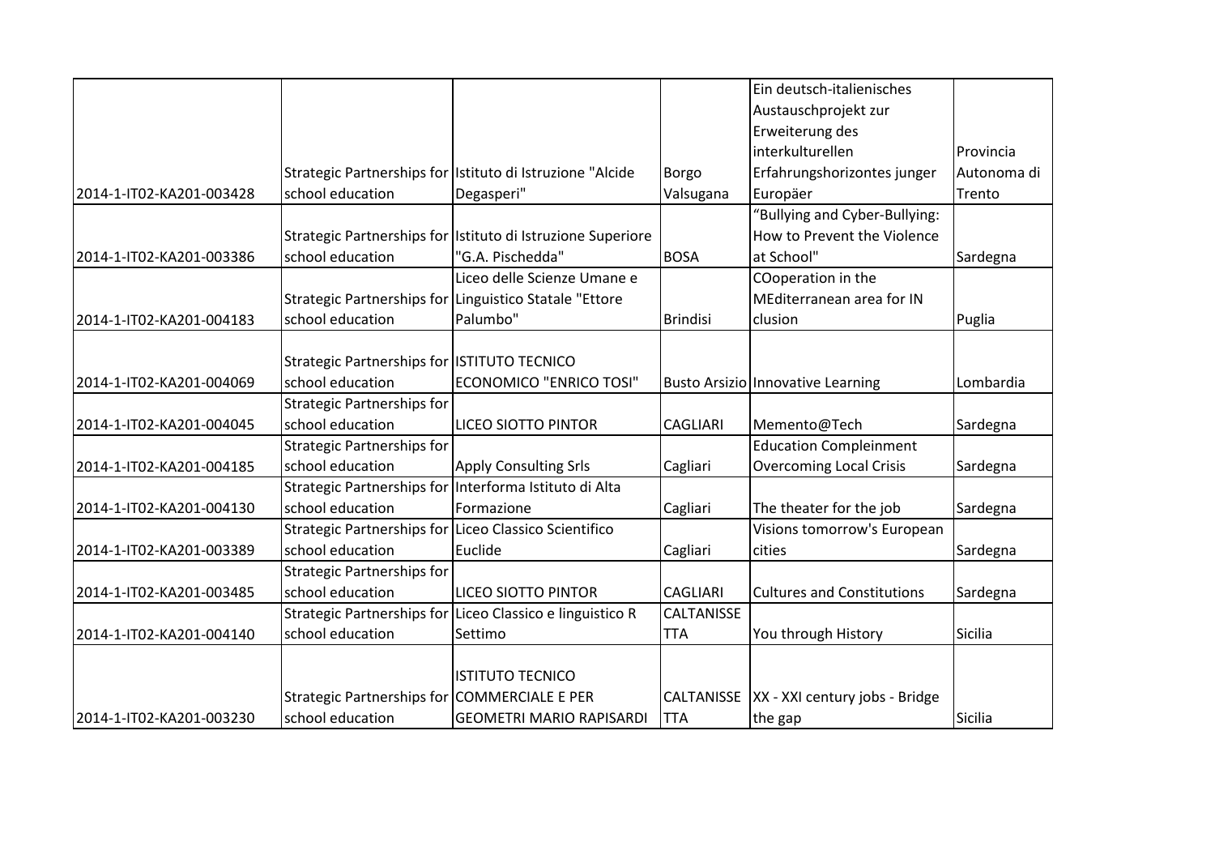| | | | | | |
|---|---|---|---|---|---|
| 2014-1-IT02-KA201-003428 | Strategic Partnerships for school education | Istituto di Istruzione "Alcide Degasperi" | Borgo Valsugana | Ein deutsch-italienisches Austauschprojekt zur Erweiterung des interkulturellen Erfahrungshorizontes junger Europäer | Provincia Autonoma di Trento |
| 2014-1-IT02-KA201-003386 | Strategic Partnerships for school education | Istituto di Istruzione Superiore "G.A. Pischedda" | BOSA | "Bullying and Cyber-Bullying: How to Prevent the Violence at School" | Sardegna |
| 2014-1-IT02-KA201-004183 | Strategic Partnerships for school education | Liceo delle Scienze Umane e Linguistico Statale "Ettore Palumbo" | Brindisi | COoperation in the MEditerranean area for IN clusion | Puglia |
| 2014-1-IT02-KA201-004069 | Strategic Partnerships for school education | ISTITUTO TECNICO ECONOMICO "ENRICO TOSI" | Busto Arsizio | Innovative Learning | Lombardia |
| 2014-1-IT02-KA201-004045 | Strategic Partnerships for school education | LICEO SIOTTO PINTOR | CAGLIARI | Memento@Tech | Sardegna |
| 2014-1-IT02-KA201-004185 | Strategic Partnerships for school education | Apply Consulting Srls | Cagliari | Education Compleinment Overcoming Local Crisis | Sardegna |
| 2014-1-IT02-KA201-004130 | Strategic Partnerships for school education | Interforma Istituto di Alta Formazione | Cagliari | The theater for the job | Sardegna |
| 2014-1-IT02-KA201-003389 | Strategic Partnerships for school education | Liceo Classico Scientifico Euclide | Cagliari | Visions tomorrow's European cities | Sardegna |
| 2014-1-IT02-KA201-003485 | Strategic Partnerships for school education | LICEO SIOTTO PINTOR | CAGLIARI | Cultures and Constitutions | Sardegna |
| 2014-1-IT02-KA201-004140 | Strategic Partnerships for school education | Liceo Classico e linguistico R Settimo | CALTANISSETTA | You through History | Sicilia |
| 2014-1-IT02-KA201-003230 | Strategic Partnerships for school education | ISTITUTO TECNICO COMMERCIALE E PER GEOMETRI MARIO RAPISARDI | CALTANISSETTA | XX - XXI century jobs - Bridge the gap | Sicilia |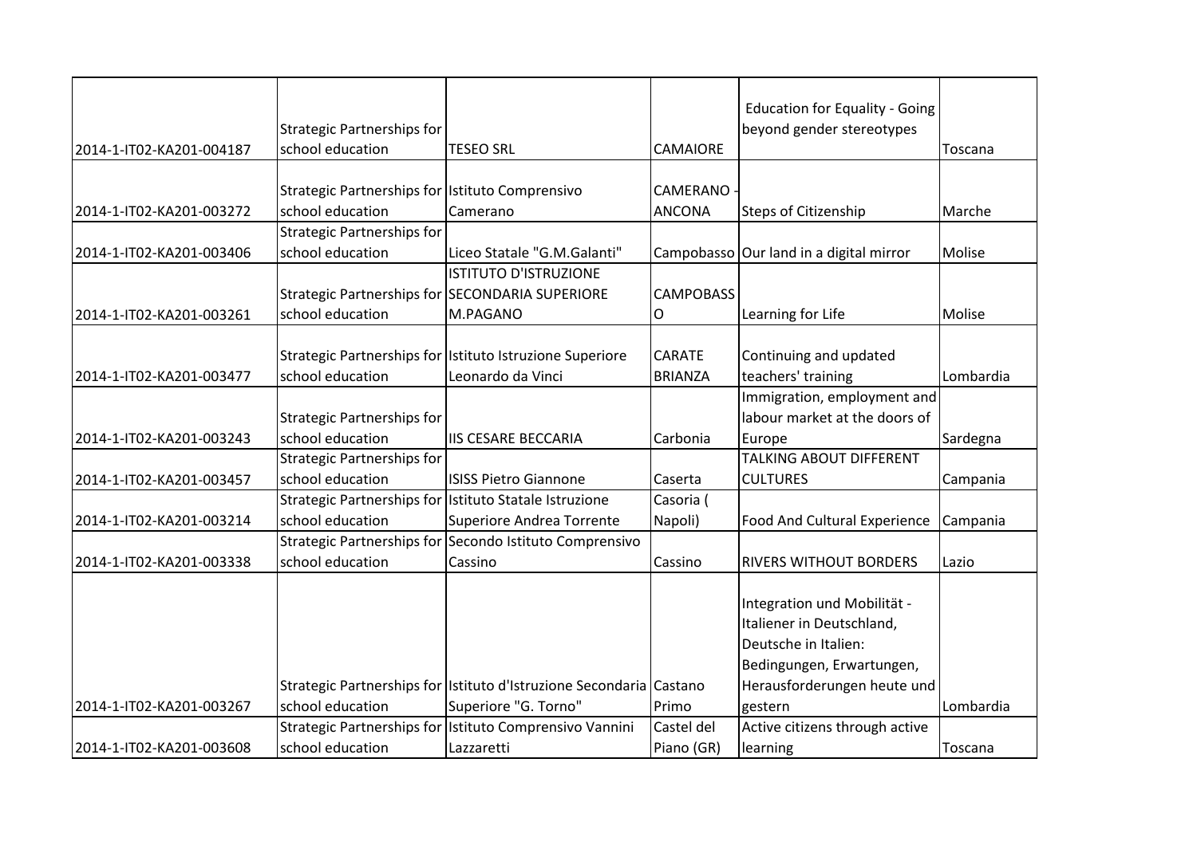| | | | | | |
|---|---|---|---|---|---|
| 2014-1-IT02-KA201-004187 | Strategic Partnerships for school education | TESEO SRL | CAMAIORE | Education for Equality - Going beyond gender stereotypes | Toscana |
| 2014-1-IT02-KA201-003272 | Strategic Partnerships for school education | Istituto Comprensivo Camerano | CAMERANO - ANCONA | Steps of Citizenship | Marche |
| 2014-1-IT02-KA201-003406 | Strategic Partnerships for school education | Liceo Statale "G.M.Galanti" | Campobasso | Our land in a digital mirror | Molise |
| 2014-1-IT02-KA201-003261 | Strategic Partnerships for school education | ISTITUTO D'ISTRUZIONE SECONDARIA SUPERIORE M.PAGANO | CAMPOBASSO | Learning for Life | Molise |
| 2014-1-IT02-KA201-003477 | Strategic Partnerships for school education | Istituto Istruzione Superiore Leonardo da Vinci | CARATE BRIANZA | Continuing and updated teachers' training | Lombardia |
| 2014-1-IT02-KA201-003243 | Strategic Partnerships for school education | IIS CESARE BECCARIA | Carbonia | Immigration, employment and labour market at the doors of Europe | Sardegna |
| 2014-1-IT02-KA201-003457 | Strategic Partnerships for school education | ISISS Pietro Giannone | Caserta | TALKING ABOUT DIFFERENT CULTURES | Campania |
| 2014-1-IT02-KA201-003214 | Strategic Partnerships for school education | Istituto Statale Istruzione Superiore Andrea Torrente | Casoria ( Napoli) | Food And Cultural Experience | Campania |
| 2014-1-IT02-KA201-003338 | Strategic Partnerships for school education | Secondo Istituto Comprensivo Cassino | Cassino | RIVERS WITHOUT BORDERS | Lazio |
| 2014-1-IT02-KA201-003267 | Strategic Partnerships for school education | Istituto d'Istruzione Secondaria Superiore "G. Torno" | Castano Primo | Integration und Mobilität - Italiener in Deutschland, Deutsche in Italien: Bedingungen, Erwartungen, Herausforderungen heute und gestern | Lombardia |
| 2014-1-IT02-KA201-003608 | Strategic Partnerships for school education | Istituto Comprensivo Vannini Lazzaretti | Castel del Piano (GR) | Active citizens through active learning | Toscana |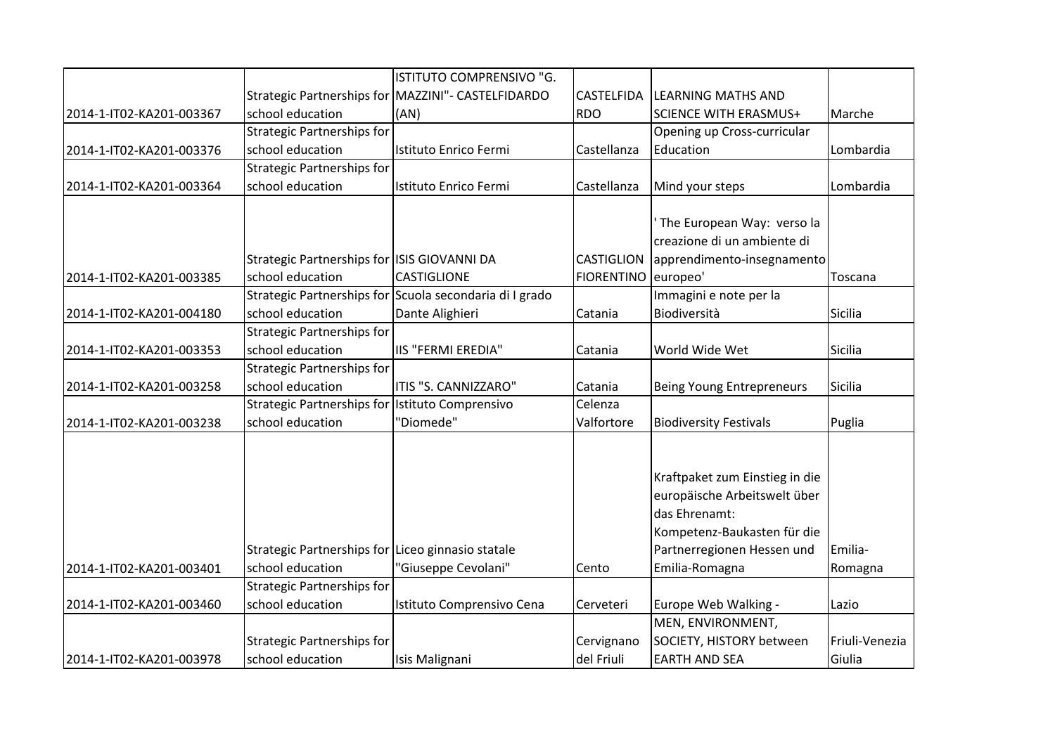| | | | | | |
|---|---|---|---|---|---|
| 2014-1-IT02-KA201-003367 | Strategic Partnerships for school education | ISTITUTO COMPRENSIVO "G. MAZZINI"- CASTELFIDARDO (AN) | CASTELFIDARDO | LEARNING MATHS AND SCIENCE WITH ERASMUS+ | Marche |
| 2014-1-IT02-KA201-003376 | Strategic Partnerships for school education | Istituto Enrico Fermi | Castellanza | Opening up Cross-curricular Education | Lombardia |
| 2014-1-IT02-KA201-003364 | Strategic Partnerships for school education | Istituto Enrico Fermi | Castellanza | Mind your steps | Lombardia |
| 2014-1-IT02-KA201-003385 | Strategic Partnerships for school education | ISIS GIOVANNI DA CASTIGLIONE | CASTIGLION FIORENTINO | ' The European Way: verso la creazione di un ambiente di apprendimento-insegnamento europeo' | Toscana |
| 2014-1-IT02-KA201-004180 | Strategic Partnerships for school education | Scuola secondaria di I grado Dante Alighieri | Catania | Immagini e note per la Biodiversità | Sicilia |
| 2014-1-IT02-KA201-003353 | Strategic Partnerships for school education | IIS "FERMI EREDIA" | Catania | World Wide Wet | Sicilia |
| 2014-1-IT02-KA201-003258 | Strategic Partnerships for school education | ITIS "S. CANNIZZARO" | Catania | Being Young Entrepreneurs | Sicilia |
| 2014-1-IT02-KA201-003238 | Strategic Partnerships for school education | Istituto Comprensivo "Diomede" | Celenza Valfortore | Biodiversity Festivals | Puglia |
| 2014-1-IT02-KA201-003401 | Strategic Partnerships for school education | Liceo ginnasio statale "Giuseppe Cevolani" | Cento | Kraftpaket zum Einstieg in die europäische Arbeitswelt über das Ehrenamt: Kompetenz-Baukasten für die Partnerregionen Hessen und Emilia-Romagna | Emilia-Romagna |
| 2014-1-IT02-KA201-003460 | Strategic Partnerships for school education | Istituto Comprensivo Cena | Cerveteri | Europe Web Walking - | Lazio |
| 2014-1-IT02-KA201-003978 | Strategic Partnerships for school education | Isis Malignani | Cervignano del Friuli | MEN, ENVIRONMENT, SOCIETY, HISTORY between EARTH AND SEA | Friuli-Venezia Giulia |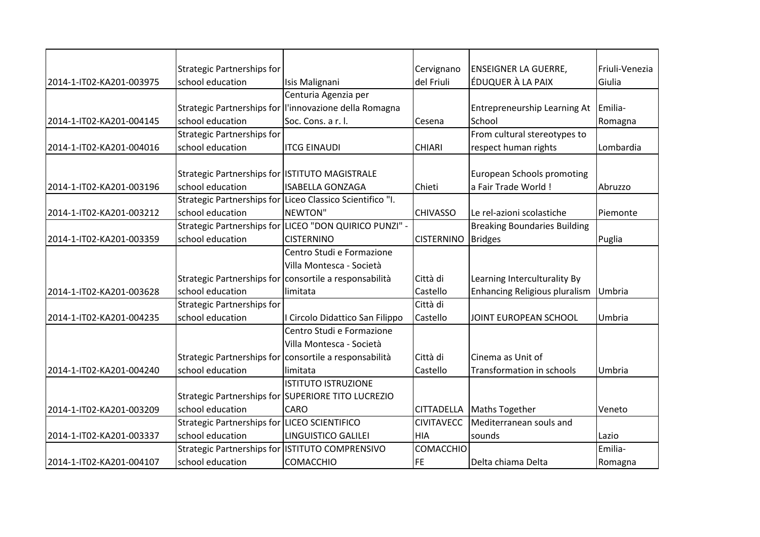| | | | | | |
|---|---|---|---|---|---|
| 2014-1-IT02-KA201-003975 | Strategic Partnerships for school education | Isis Malignani | Cervignano del Friuli | ENSEIGNER LA GUERRE, ÉDUQUER À LA PAIX | Friuli-Venezia Giulia |
| 2014-1-IT02-KA201-004145 | Strategic Partnerships for school education | Centuria Agenzia per l'innovazione della Romagna Soc. Cons. a r. l. | Cesena | Entrepreneurship Learning At School | Emilia-Romagna |
| 2014-1-IT02-KA201-004016 | Strategic Partnerships for school education | ITCG EINAUDI | CHIARI | From cultural stereotypes to respect human rights | Lombardia |
| 2014-1-IT02-KA201-003196 | Strategic Partnerships for school education | ISTITUTO MAGISTRALE ISABELLA GONZAGA | Chieti | European Schools promoting a Fair Trade World ! | Abruzzo |
| 2014-1-IT02-KA201-003212 | Strategic Partnerships for school education | Liceo Classico Scientifico "I. NEWTON" | CHIVASSO | Le rel-azioni scolastiche | Piemonte |
| 2014-1-IT02-KA201-003359 | Strategic Partnerships for school education | LICEO "DON QUIRICO PUNZI" - CISTERNINO | CISTERNINO | Breaking Boundaries Building Bridges | Puglia |
| 2014-1-IT02-KA201-003628 | Strategic Partnerships for school education | Centro Studi e Formazione Villa Montesca - Società consortile a responsabilità limitata | Città di Castello | Learning Interculturality By Enhancing Religious pluralism | Umbria |
| 2014-1-IT02-KA201-004235 | Strategic Partnerships for school education | I Circolo Didattico San Filippo | Città di Castello | JOINT EUROPEAN SCHOOL | Umbria |
| 2014-1-IT02-KA201-004240 | Strategic Partnerships for school education | Centro Studi e Formazione Villa Montesca - Società consortile a responsabilità limitata | Città di Castello | Cinema as Unit of Transformation in schools | Umbria |
| 2014-1-IT02-KA201-003209 | Strategic Partnerships for school education | ISTITUTO ISTRUZIONE SUPERIORE TITO LUCREZIO CARO | CITTADELLA | Maths Together | Veneto |
| 2014-1-IT02-KA201-003337 | Strategic Partnerships for school education | LICEO SCIENTIFICO LINGUISTICO GALILEI | CIVITAVECCHIA | Mediterranean souls and sounds | Lazio |
| 2014-1-IT02-KA201-004107 | Strategic Partnerships for school education | ISTITUTO COMPRENSIVO COMACCHIO | COMACCHIO FE | Delta chiama Delta | Emilia-Romagna |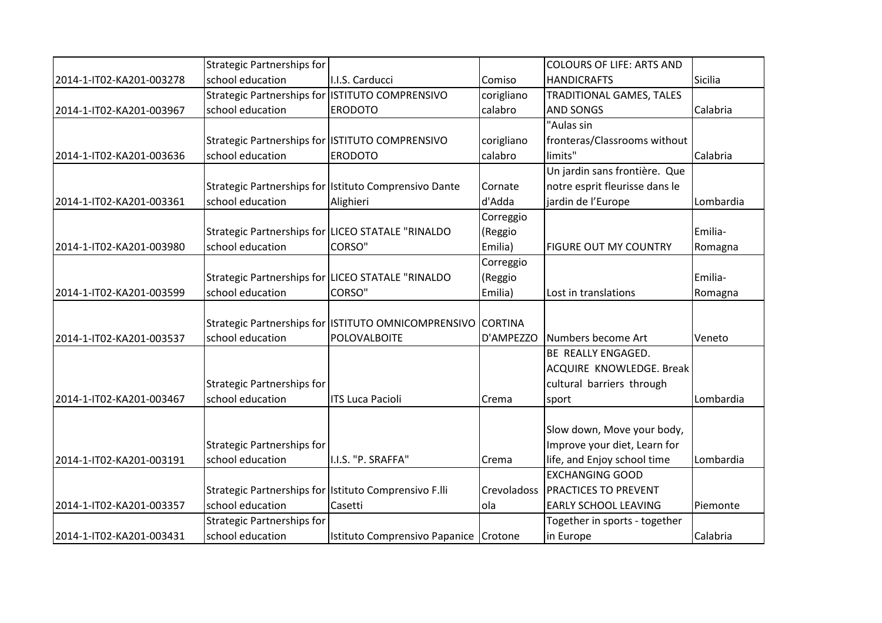| | | | | | |
|---|---|---|---|---|---|
| 2014-1-IT02-KA201-003278 | Strategic Partnerships for school education | I.I.S. Carducci | Comiso | COLOURS OF LIFE: ARTS AND HANDICRAFTS | Sicilia |
| 2014-1-IT02-KA201-003967 | Strategic Partnerships for school education | ISTITUTO COMPRENSIVO ERODOTO | corigliano calabro | TRADITIONAL GAMES, TALES AND SONGS | Calabria |
| 2014-1-IT02-KA201-003636 | Strategic Partnerships for school education | ISTITUTO COMPRENSIVO ERODOTO | corigliano calabro | "Aulas sin fronteras/Classrooms without limits" | Calabria |
| 2014-1-IT02-KA201-003361 | Strategic Partnerships for school education | Istituto Comprensivo Dante Alighieri | Cornate d'Adda | Un jardin sans frontière. Que notre esprit fleurisse dans le jardin de l'Europe | Lombardia |
| 2014-1-IT02-KA201-003980 | Strategic Partnerships for school education | LICEO STATALE "RINALDO CORSO" | Correggio (Reggio Emilia) | FIGURE OUT MY COUNTRY | Emilia-Romagna |
| 2014-1-IT02-KA201-003599 | Strategic Partnerships for school education | LICEO STATALE "RINALDO CORSO" | Correggio (Reggio Emilia) | Lost in translations | Emilia-Romagna |
| 2014-1-IT02-KA201-003537 | Strategic Partnerships for school education | ISTITUTO OMNICOMPRENSIVO POLOVALBOITE | CORTINA D'AMPEZZO | Numbers become Art | Veneto |
| 2014-1-IT02-KA201-003467 | Strategic Partnerships for school education | ITS Luca Pacioli | Crema | BE REALLY ENGAGED. ACQUIRE KNOWLEDGE. Break cultural barriers through sport | Lombardia |
| 2014-1-IT02-KA201-003191 | Strategic Partnerships for school education | I.I.S. "P. SRAFFA" | Crema | Slow down, Move your body, Improve your diet, Learn for life, and Enjoy school time | Lombardia |
| 2014-1-IT02-KA201-003357 | Strategic Partnerships for school education | Istituto Comprensivo F.lli Casetti | Crevoladossola | EXCHANGING GOOD PRACTICES TO PREVENT EARLY SCHOOL LEAVING | Piemonte |
| 2014-1-IT02-KA201-003431 | Strategic Partnerships for school education | Istituto Comprensivo Papanice | Crotone | Together in sports - together in Europe | Calabria |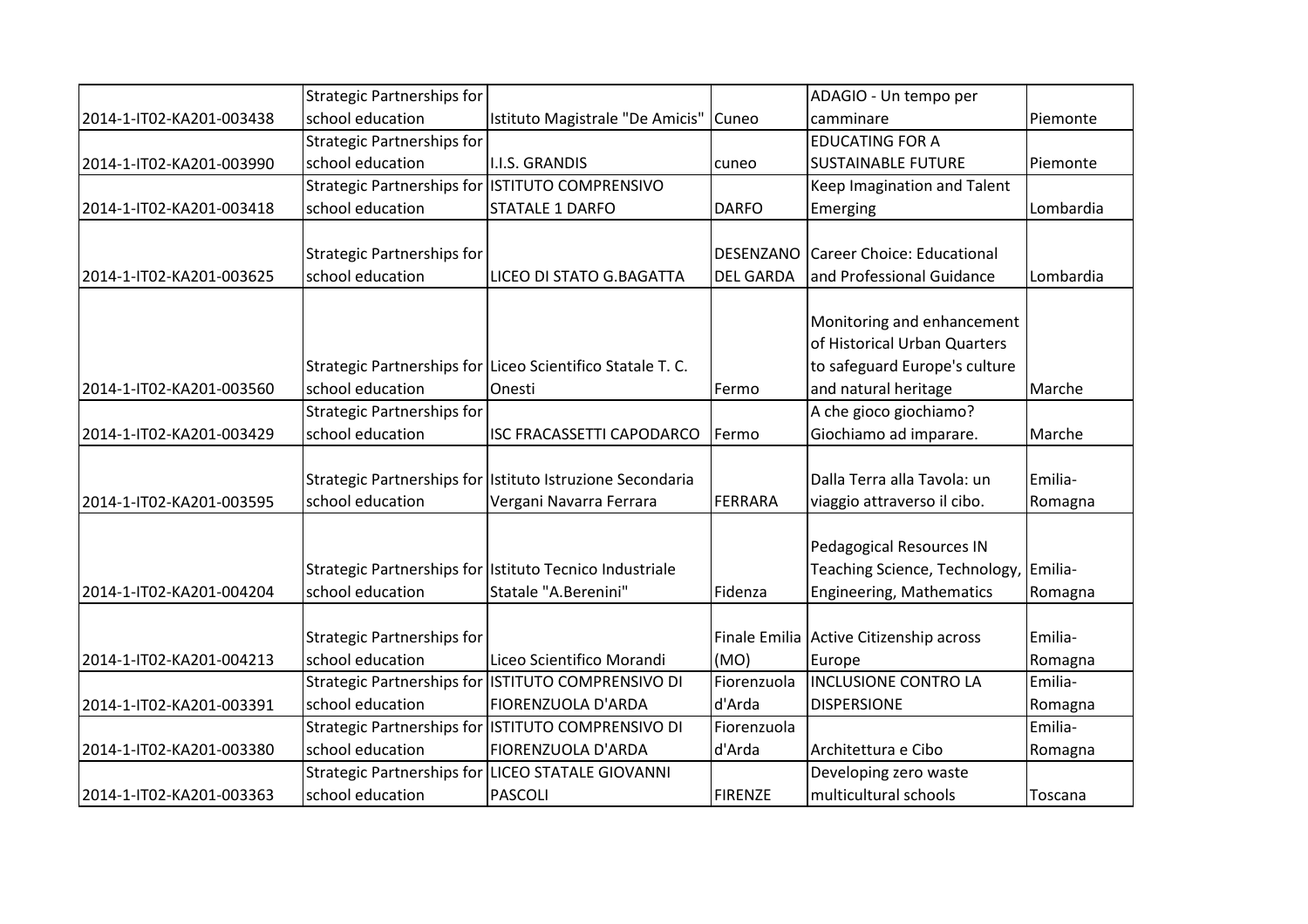| | | | | | |
|---|---|---|---|---|---|
| 2014-1-IT02-KA201-003438 | Strategic Partnerships for school education | Istituto Magistrale "De Amicis" | Cuneo | ADAGIO - Un tempo per camminare | Piemonte |
| 2014-1-IT02-KA201-003990 | Strategic Partnerships for school education | I.I.S. GRANDIS | cuneo | EDUCATING FOR A SUSTAINABLE FUTURE | Piemonte |
| 2014-1-IT02-KA201-003418 | Strategic Partnerships for school education | ISTITUTO COMPRENSIVO STATALE 1 DARFO | DARFO | Keep Imagination and Talent Emerging | Lombardia |
| 2014-1-IT02-KA201-003625 | Strategic Partnerships for school education | LICEO DI STATO G.BAGATTA | DESENZANO DEL GARDA | Career Choice: Educational and Professional Guidance | Lombardia |
| 2014-1-IT02-KA201-003560 | Strategic Partnerships for school education | Liceo Scientifico Statale T. C. Onesti | Fermo | Monitoring and enhancement of Historical Urban Quarters to safeguard Europe's culture and natural heritage | Marche |
| 2014-1-IT02-KA201-003429 | Strategic Partnerships for school education | ISC FRACASSETTI CAPODARCO | Fermo | A che gioco giochiamo? Giochiamo ad imparare. | Marche |
| 2014-1-IT02-KA201-003595 | Strategic Partnerships for school education | Istituto Istruzione Secondaria Vergani Navarra Ferrara | FERRARA | Dalla Terra alla Tavola: un viaggio attraverso il cibo. | Emilia-Romagna |
| 2014-1-IT02-KA201-004204 | Strategic Partnerships for school education | Istituto Tecnico Industriale Statale "A.Berenini" | Fidenza | Pedagogical Resources IN Teaching Science, Technology, Engineering, Mathematics | Emilia-Romagna |
| 2014-1-IT02-KA201-004213 | Strategic Partnerships for school education | Liceo Scientifico Morandi | Finale Emilia (MO) | Active Citizenship across Europe | Emilia-Romagna |
| 2014-1-IT02-KA201-003391 | Strategic Partnerships for school education | ISTITUTO COMPRENSIVO DI FIORENZUOLA D'ARDA | Fiorenzuola d'Arda | INCLUSIONE CONTRO LA DISPERSIONE | Emilia-Romagna |
| 2014-1-IT02-KA201-003380 | Strategic Partnerships for school education | ISTITUTO COMPRENSIVO DI FIORENZUOLA D'ARDA | Fiorenzuola d'Arda | Architettura e Cibo | Emilia-Romagna |
| 2014-1-IT02-KA201-003363 | Strategic Partnerships for school education | LICEO STATALE GIOVANNI PASCOLI | FIRENZE | Developing zero waste multicultural schools | Toscana |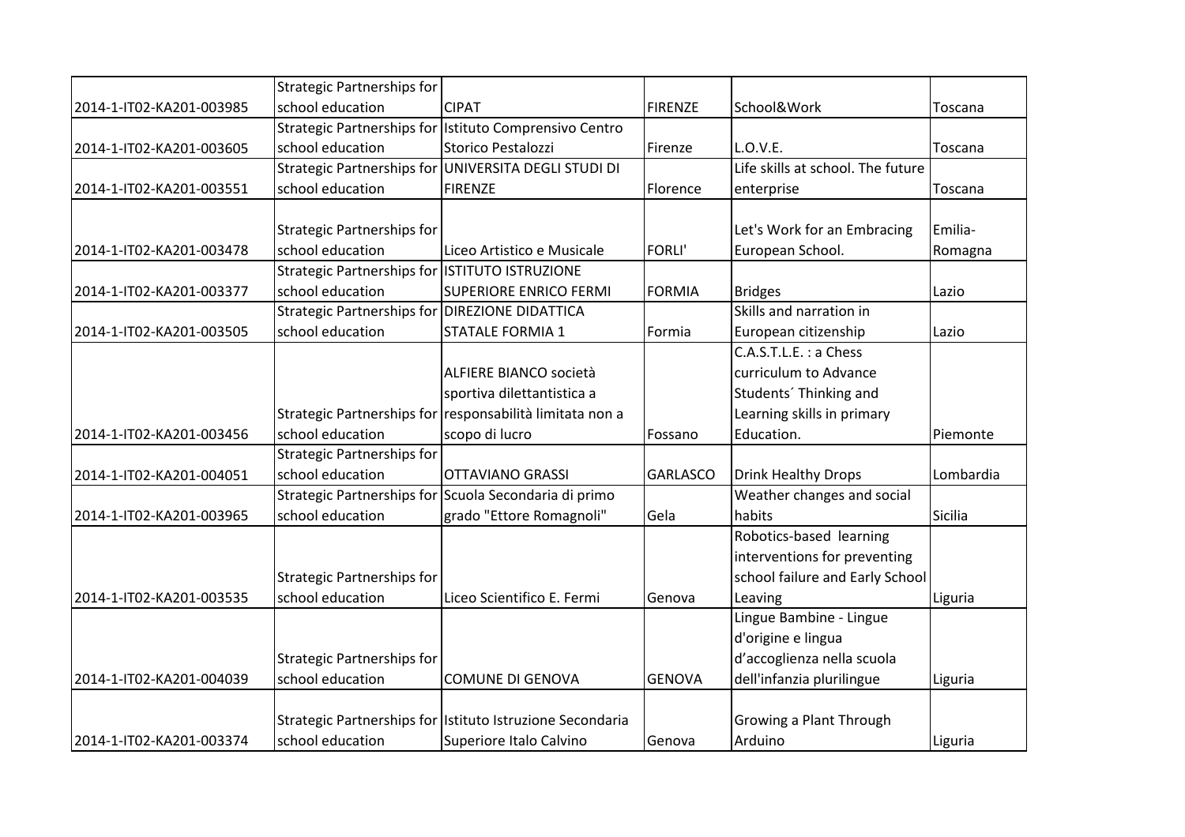| | | | | | |
|---|---|---|---|---|---|
| 2014-1-IT02-KA201-003985 | Strategic Partnerships for school education | CIPAT | FIRENZE | School&Work | Toscana |
| 2014-1-IT02-KA201-003605 | Strategic Partnerships for school education | Istituto Comprensivo Centro Storico Pestalozzi | Firenze | L.O.V.E. | Toscana |
| 2014-1-IT02-KA201-003551 | Strategic Partnerships for school education | UNIVERSITA DEGLI STUDI DI FIRENZE | Florence | Life skills at school. The future enterprise | Toscana |
| 2014-1-IT02-KA201-003478 | Strategic Partnerships for school education | Liceo Artistico e Musicale | FORLI' | Let's Work for an Embracing European School. | Emilia-Romagna |
| 2014-1-IT02-KA201-003377 | Strategic Partnerships for school education | ISTITUTO ISTRUZIONE SUPERIORE ENRICO FERMI | FORMIA | Bridges | Lazio |
| 2014-1-IT02-KA201-003505 | Strategic Partnerships for school education | DIREZIONE DIDATTICA STATALE FORMIA 1 | Formia | Skills and narration in European citizenship | Lazio |
| 2014-1-IT02-KA201-003456 | Strategic Partnerships for school education | ALFIERE BIANCO società sportiva dilettantistica a responsabilità limitata non a scopo di lucro | Fossano | C.A.S.T.L.E. : a Chess curriculum to Advance Students´ Thinking and Learning skills in primary Education. | Piemonte |
| 2014-1-IT02-KA201-004051 | Strategic Partnerships for school education | OTTAVIANO GRASSI | GARLASCO | Drink Healthy Drops | Lombardia |
| 2014-1-IT02-KA201-003965 | Strategic Partnerships for school education | Scuola Secondaria di primo grado "Ettore Romagnoli" | Gela | Weather changes and social habits | Sicilia |
| 2014-1-IT02-KA201-003535 | Strategic Partnerships for school education | Liceo Scientifico E. Fermi | Genova | Robotics-based learning interventions for preventing school failure and Early School Leaving | Liguria |
| 2014-1-IT02-KA201-004039 | Strategic Partnerships for school education | COMUNE DI GENOVA | GENOVA | Lingue Bambine - Lingue d'origine e lingua d'accoglienza nella scuola dell'infanzia plurilingue | Liguria |
| 2014-1-IT02-KA201-003374 | Strategic Partnerships for school education | Istituto Istruzione Secondaria Superiore Italo Calvino | Genova | Growing a Plant Through Arduino | Liguria |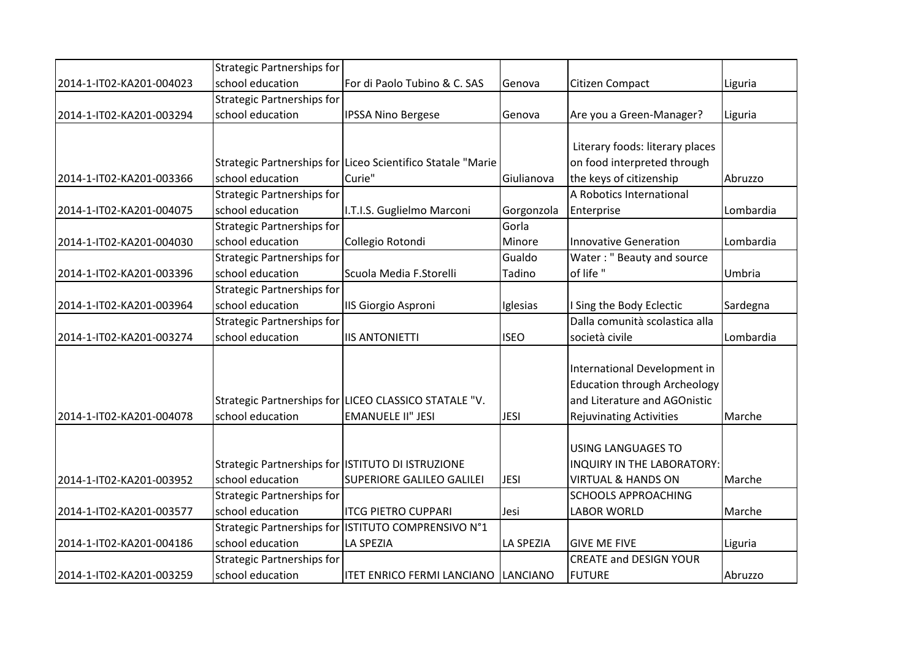| | | | | | |
|---|---|---|---|---|---|
| 2014-1-IT02-KA201-004023 | Strategic Partnerships for school education | For di Paolo Tubino & C. SAS | Genova | Citizen Compact | Liguria |
| 2014-1-IT02-KA201-003294 | Strategic Partnerships for school education | IPSSA Nino Bergese | Genova | Are you a Green-Manager? | Liguria |
| 2014-1-IT02-KA201-003366 | Strategic Partnerships for school education | Liceo Scientifico Statale "Marie Curie" | Giulianova | Literary foods: literary places on food interpreted through the keys of citizenship | Abruzzo |
| 2014-1-IT02-KA201-004075 | Strategic Partnerships for school education | I.T.I.S. Guglielmo Marconi | Gorgonzola | A Robotics International Enterprise | Lombardia |
| 2014-1-IT02-KA201-004030 | Strategic Partnerships for school education | Collegio Rotondi | Gorla Minore | Innovative Generation | Lombardia |
| 2014-1-IT02-KA201-003396 | Strategic Partnerships for school education | Scuola Media F.Storelli | Gualdo Tadino | Water : " Beauty and source of life " | Umbria |
| 2014-1-IT02-KA201-003964 | Strategic Partnerships for school education | IIS Giorgio Asproni | Iglesias | I Sing the Body Eclectic | Sardegna |
| 2014-1-IT02-KA201-003274 | Strategic Partnerships for school education | IIS ANTONIETTI | ISEO | Dalla comunità scolastica alla società civile | Lombardia |
| 2014-1-IT02-KA201-004078 | Strategic Partnerships for school education | LICEO CLASSICO STATALE "V. EMANUELE II" JESI | JESI | International Development in Education through Archeology and Literature and AGOnistic Rejuvinating Activities | Marche |
| 2014-1-IT02-KA201-003952 | Strategic Partnerships for school education | ISTITUTO DI ISTRUZIONE SUPERIORE GALILEO GALILEI | JESI | USING LANGUAGES TO INQUIRY IN THE LABORATORY: VIRTUAL & HANDS ON | Marche |
| 2014-1-IT02-KA201-003577 | Strategic Partnerships for school education | ITCG PIETRO CUPPARI | Jesi | SCHOOLS APPROACHING LABOR WORLD | Marche |
| 2014-1-IT02-KA201-004186 | Strategic Partnerships for school education | ISTITUTO COMPRENSIVO N°1 LA SPEZIA | LA SPEZIA | GIVE ME FIVE | Liguria |
| 2014-1-IT02-KA201-003259 | Strategic Partnerships for school education | ITET ENRICO FERMI LANCIANO | LANCIANO | CREATE and DESIGN YOUR FUTURE | Abruzzo |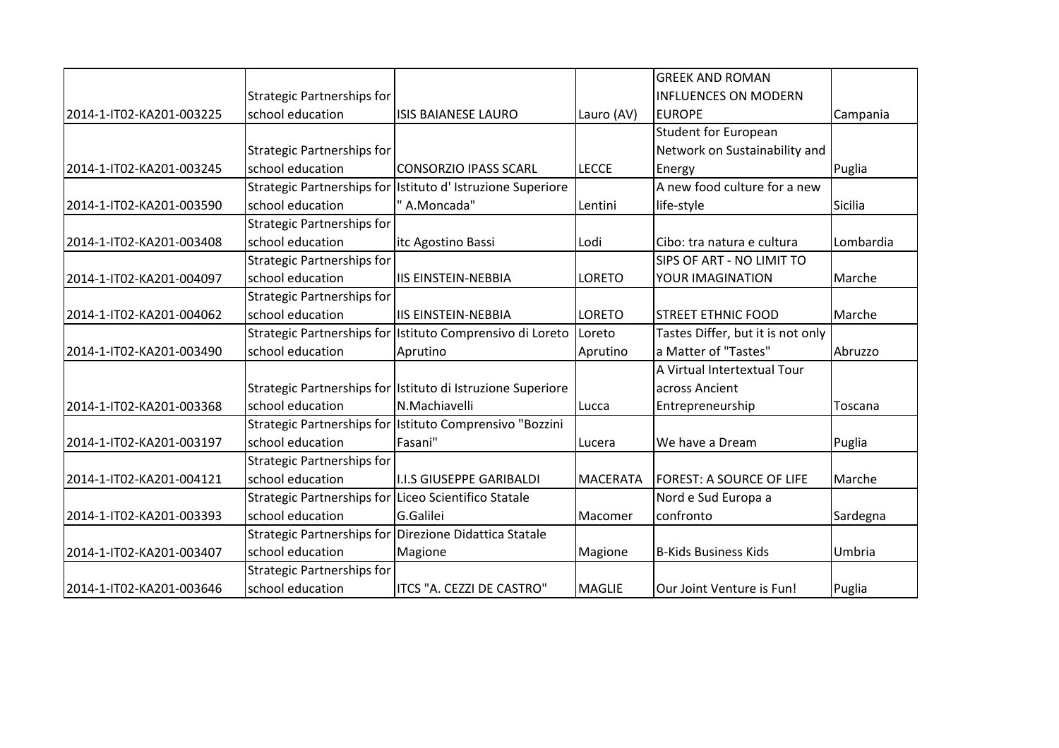| | | | | | |
|---|---|---|---|---|---|
| 2014-1-IT02-KA201-003225 | Strategic Partnerships for school education | ISIS BAIANESE LAURO | Lauro (AV) | GREEK AND ROMAN INFLUENCES ON MODERN EUROPE | Campania |
| 2014-1-IT02-KA201-003245 | Strategic Partnerships for school education | CONSORZIO IPASS SCARL | LECCE | Student for European Network on Sustainability and Energy | Puglia |
| 2014-1-IT02-KA201-003590 | Strategic Partnerships for school education | Istituto d' Istruzione Superiore " A.Moncada" | Lentini | A new food culture for a new life-style | Sicilia |
| 2014-1-IT02-KA201-003408 | Strategic Partnerships for school education | itc Agostino Bassi | Lodi | Cibo: tra natura e cultura | Lombardia |
| 2014-1-IT02-KA201-004097 | Strategic Partnerships for school education | IIS EINSTEIN-NEBBIA | LORETO | SIPS OF ART - NO LIMIT TO YOUR IMAGINATION | Marche |
| 2014-1-IT02-KA201-004062 | Strategic Partnerships for school education | IIS EINSTEIN-NEBBIA | LORETO | STREET ETHNIC FOOD | Marche |
| 2014-1-IT02-KA201-003490 | Strategic Partnerships for school education | Istituto Comprensivo di Loreto Aprutino | Loreto Aprutino | Tastes Differ, but it is not only a Matter of "Tastes" | Abruzzo |
| 2014-1-IT02-KA201-003368 | Strategic Partnerships for school education | Istituto di Istruzione Superiore N.Machiavelli | Lucca | A Virtual Intertextual Tour across Ancient Entrepreneurship | Toscana |
| 2014-1-IT02-KA201-003197 | Strategic Partnerships for school education | Istituto Comprensivo "Bozzini Fasani" | Lucera | We have a Dream | Puglia |
| 2014-1-IT02-KA201-004121 | Strategic Partnerships for school education | I.I.S GIUSEPPE GARIBALDI | MACERATA | FOREST: A SOURCE OF LIFE | Marche |
| 2014-1-IT02-KA201-003393 | Strategic Partnerships for school education | Liceo Scientifico Statale G.Galilei | Macomer | Nord e Sud Europa a confronto | Sardegna |
| 2014-1-IT02-KA201-003407 | Strategic Partnerships for school education | Direzione Didattica Statale Magione | Magione | B-Kids Business Kids | Umbria |
| 2014-1-IT02-KA201-003646 | Strategic Partnerships for school education | ITCS "A. CEZZI DE CASTRO" | MAGLIE | Our Joint Venture is Fun! | Puglia |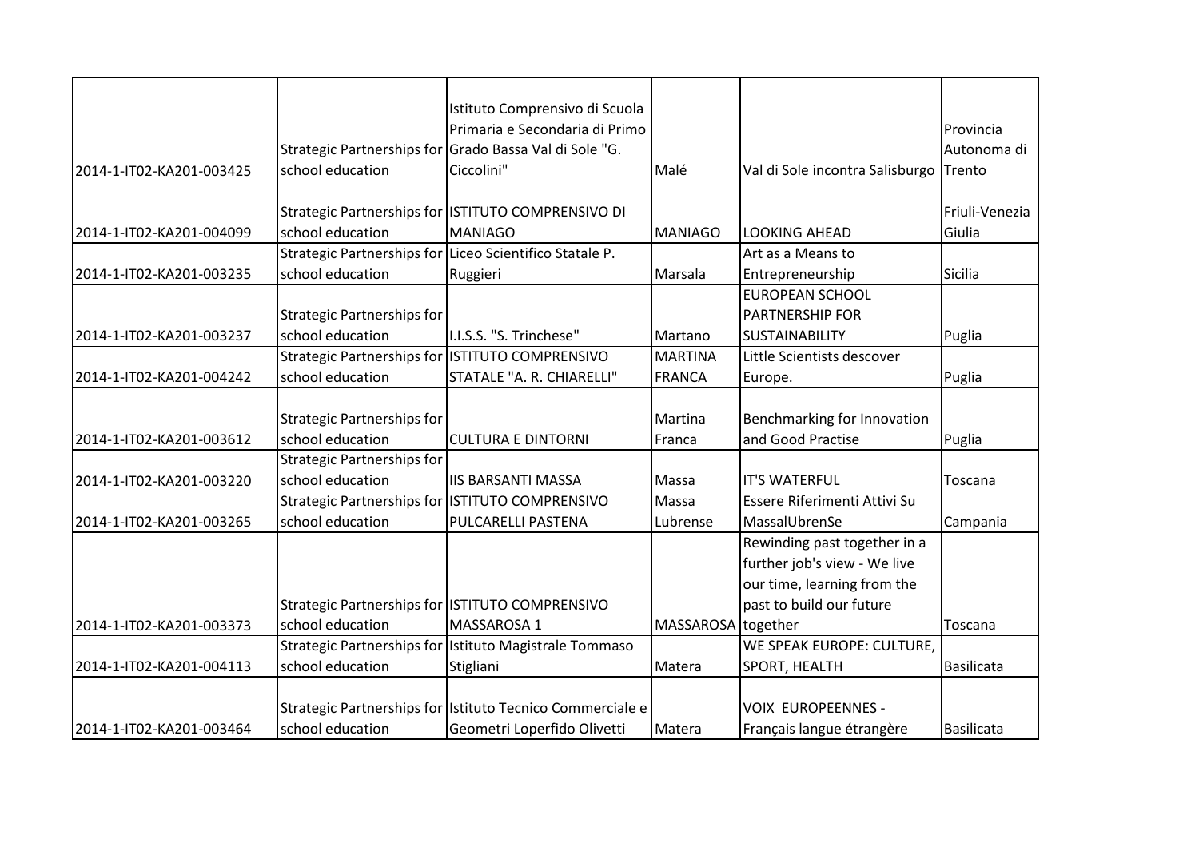| | | | | | |
|---|---|---|---|---|---|
| 2014-1-IT02-KA201-003425 | Strategic Partnerships for school education | Istituto Comprensivo di Scuola Primaria e Secondaria di Primo Grado Bassa Val di Sole "G. Ciccolini" | Malé | Val di Sole incontra Salisburgo | Provincia Autonoma di Trento |
| 2014-1-IT02-KA201-004099 | Strategic Partnerships for school education | ISTITUTO COMPRENSIVO DI MANIAGO | MANIAGO | LOOKING AHEAD | Friuli-Venezia Giulia |
| 2014-1-IT02-KA201-003235 | Strategic Partnerships for school education | Liceo Scientifico Statale P. Ruggieri | Marsala | Art as a Means to Entrepreneurship | Sicilia |
| 2014-1-IT02-KA201-003237 | Strategic Partnerships for school education | I.I.S.S. "S. Trinchese" | Martano | EUROPEAN SCHOOL PARTNERSHIP FOR SUSTAINABILITY | Puglia |
| 2014-1-IT02-KA201-004242 | Strategic Partnerships for school education | ISTITUTO COMPRENSIVO STATALE "A. R. CHIARELLI" | MARTINA FRANCA | Little Scientists descover Europe. | Puglia |
| 2014-1-IT02-KA201-003612 | Strategic Partnerships for school education | CULTURA E DINTORNI | Martina Franca | Benchmarking for Innovation and Good Practise | Puglia |
| 2014-1-IT02-KA201-003220 | Strategic Partnerships for school education | IIS BARSANTI MASSA | Massa | IT'S WATERFUL | Toscana |
| 2014-1-IT02-KA201-003265 | Strategic Partnerships for school education | ISTITUTO COMPRENSIVO PULCARELLI PASTENA | Massa Lubrense | Essere Riferimenti Attivi Su MassalUbrenSe | Campania |
| 2014-1-IT02-KA201-003373 | Strategic Partnerships for school education | ISTITUTO COMPRENSIVO MASSAROSA 1 | MASSAROSA | Rewinding past together in a further job's view - We live our time, learning from the past to build our future together | Toscana |
| 2014-1-IT02-KA201-004113 | Strategic Partnerships for school education | Istituto Magistrale Tommaso Stigliani | Matera | WE SPEAK EUROPE: CULTURE, SPORT, HEALTH | Basilicata |
| 2014-1-IT02-KA201-003464 | Strategic Partnerships for school education | Istituto Tecnico Commerciale e Geometri Loperfido Olivetti | Matera | VOIX EUROPEENNES - Français langue étrangère | Basilicata |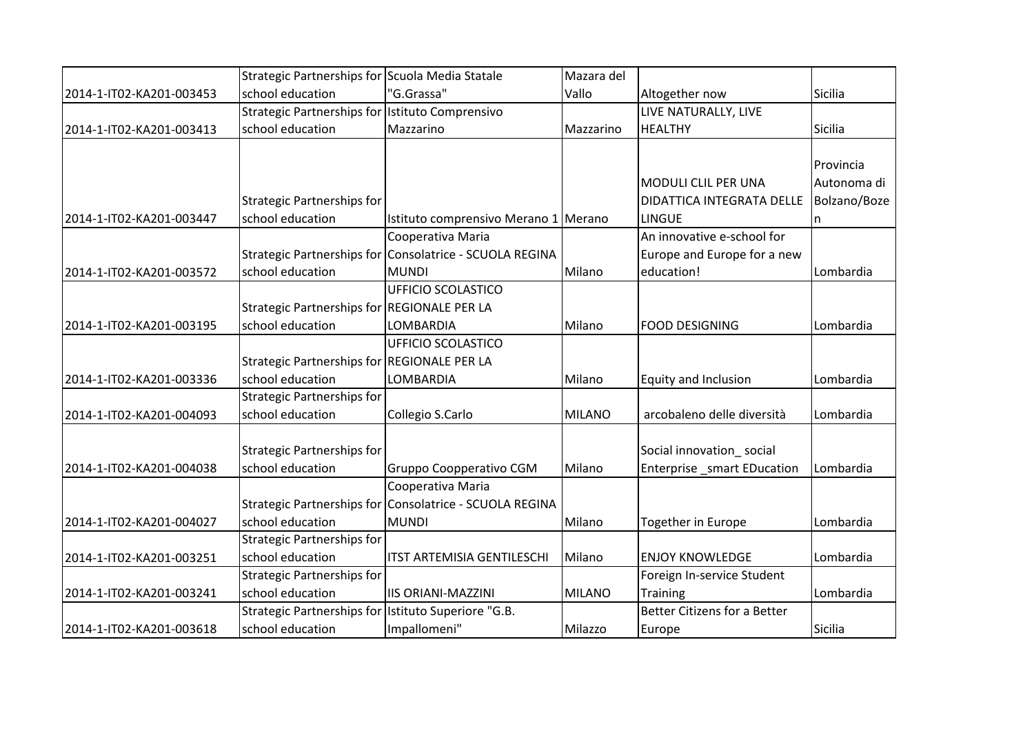| | | | | | |
|---|---|---|---|---|---|
| 2014-1-IT02-KA201-003453 | Strategic Partnerships for school education | Scuola Media Statale "G.Grassa" | Mazara del Vallo | Altogether now | Sicilia |
| 2014-1-IT02-KA201-003413 | Strategic Partnerships for school education | Istituto Comprensivo Mazzarino | Mazzarino | LIVE NATURALLY, LIVE HEALTHY | Sicilia |
| 2014-1-IT02-KA201-003447 | Strategic Partnerships for school education | Istituto comprensivo Merano 1 | Merano | MODULI CLIL PER UNA DIDATTICA INTEGRATA DELLE LINGUE | Provincia Autonoma di Bolzano/Bozen |
| 2014-1-IT02-KA201-003572 | Strategic Partnerships for school education | Cooperativa Maria Consolatrice - SCUOLA REGINA MUNDI | Milano | An innovative e-school for Europe and Europe for a new education! | Lombardia |
| 2014-1-IT02-KA201-003195 | Strategic Partnerships for school education | UFFICIO SCOLASTICO REGIONALE PER LA LOMBARDIA | Milano | FOOD DESIGNING | Lombardia |
| 2014-1-IT02-KA201-003336 | Strategic Partnerships for school education | UFFICIO SCOLASTICO REGIONALE PER LA LOMBARDIA | Milano | Equity and Inclusion | Lombardia |
| 2014-1-IT02-KA201-004093 | Strategic Partnerships for school education | Collegio S.Carlo | MILANO | arcobaleno delle diversità | Lombardia |
| 2014-1-IT02-KA201-004038 | Strategic Partnerships for school education | Gruppo Coopperativo CGM | Milano | Social innovation_ social Enterprise _smart EDucation | Lombardia |
| 2014-1-IT02-KA201-004027 | Strategic Partnerships for school education | Cooperativa Maria Consolatrice - SCUOLA REGINA MUNDI | Milano | Together in Europe | Lombardia |
| 2014-1-IT02-KA201-003251 | Strategic Partnerships for school education | ITST ARTEMISIA GENTILESCHI | Milano | ENJOY KNOWLEDGE | Lombardia |
| 2014-1-IT02-KA201-003241 | Strategic Partnerships for school education | IIS ORIANI-MAZZINI | MILANO | Foreign In-service Student Training | Lombardia |
| 2014-1-IT02-KA201-003618 | Strategic Partnerships for school education | Istituto Superiore "G.B. Impallomeni" | Milazzo | Better Citizens for a Better Europe | Sicilia |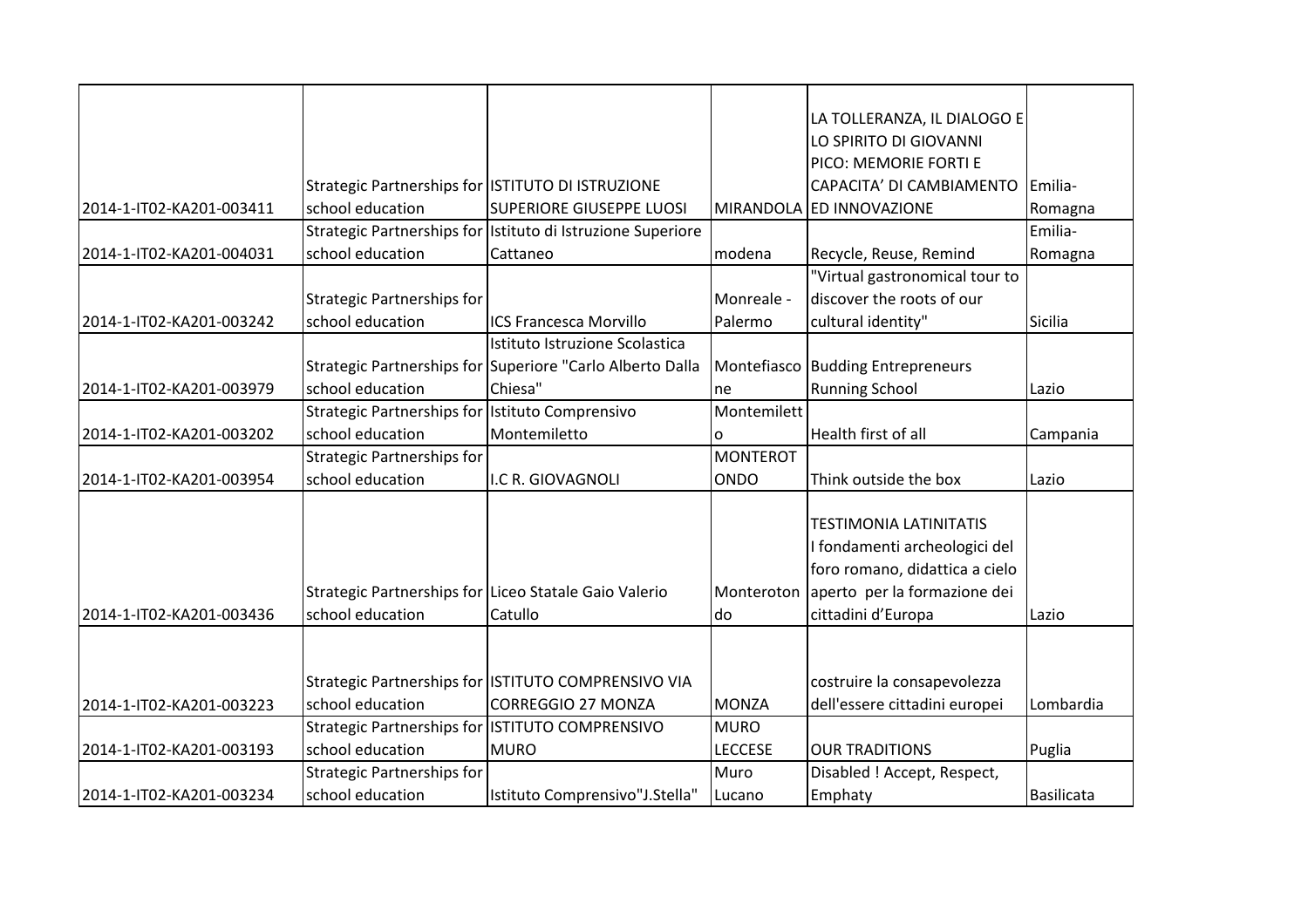| | | | | | |
|---|---|---|---|---|---|
| 2014-1-IT02-KA201-003411 | Strategic Partnerships for school education | ISTITUTO DI ISTRUZIONE SUPERIORE GIUSEPPE LUOSI | MIRANDOLA | LA TOLLERANZA, IL DIALOGO E LO SPIRITO DI GIOVANNI PICO: MEMORIE FORTI E CAPACITA' DI CAMBIAMENTO ED INNOVAZIONE | Emilia-Romagna |
| 2014-1-IT02-KA201-004031 | Strategic Partnerships for school education | Istituto di Istruzione Superiore Cattaneo | modena | Recycle, Reuse, Remind | Emilia-Romagna |
| 2014-1-IT02-KA201-003242 | Strategic Partnerships for school education | ICS Francesca Morvillo | Monreale - Palermo | "Virtual gastronomical tour to discover the roots of our cultural identity" | Sicilia |
| 2014-1-IT02-KA201-003979 | Strategic Partnerships for school education | Istituto Istruzione Scolastica Superiore "Carlo Alberto Dalla Chiesa" | Montefiascone | Budding Entrepreneurs Running School | Lazio |
| 2014-1-IT02-KA201-003202 | Strategic Partnerships for school education | Istituto Comprensivo Montemiletto | Montemiletto | Health first of all | Campania |
| 2014-1-IT02-KA201-003954 | Strategic Partnerships for school education | I.C R. GIOVAGNOLI | MONTEROTONDO | Think outside the box | Lazio |
| 2014-1-IT02-KA201-003436 | Strategic Partnerships for school education | Liceo Statale Gaio Valerio Catullo | Monterotondo | TESTIMONIA LATINITATIS I fondamenti archeologici del foro romano, didattica a cielo aperto per la formazione dei cittadini d'Europa | Lazio |
| 2014-1-IT02-KA201-003223 | Strategic Partnerships for school education | ISTITUTO COMPRENSIVO VIA CORREGGIO 27 MONZA | MONZA | costruire la consapevolezza dell'essere cittadini europei | Lombardia |
| 2014-1-IT02-KA201-003193 | Strategic Partnerships for school education | ISTITUTO COMPRENSIVO MURO | MURO LECCESE | OUR TRADITIONS | Puglia |
| 2014-1-IT02-KA201-003234 | Strategic Partnerships for school education | Istituto Comprensivo"J.Stella" | Muro Lucano | Disabled ! Accept, Respect, Emphaty | Basilicata |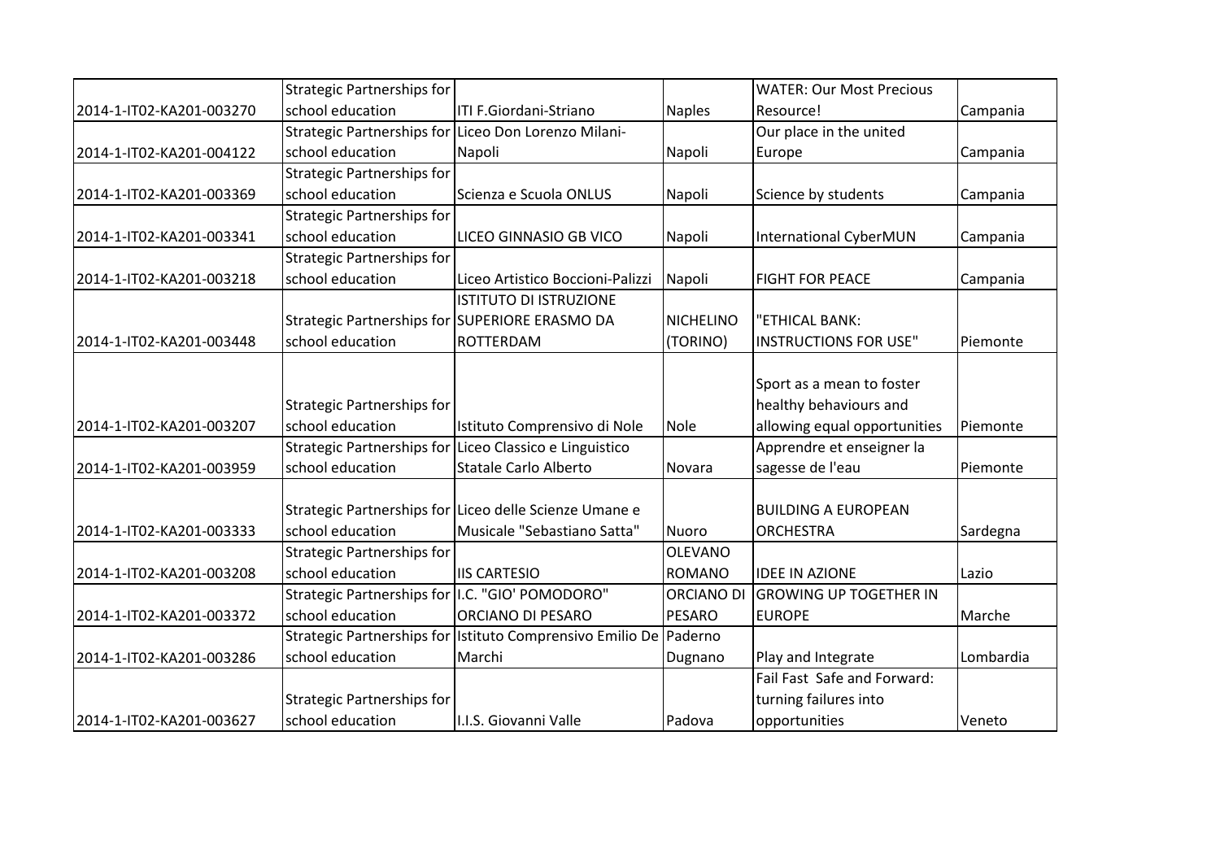| | | | | | |
|---|---|---|---|---|---|
| 2014-1-IT02-KA201-003270 | Strategic Partnerships for school education | ITI F.Giordani-Striano | Naples | WATER: Our Most Precious Resource! | Campania |
| 2014-1-IT02-KA201-004122 | Strategic Partnerships for school education | Liceo Don Lorenzo Milani-Napoli | Napoli | Our place in the united Europe | Campania |
| 2014-1-IT02-KA201-003369 | Strategic Partnerships for school education | Scienza e Scuola ONLUS | Napoli | Science by students | Campania |
| 2014-1-IT02-KA201-003341 | Strategic Partnerships for school education | LICEO GINNASIO GB VICO | Napoli | International CyberMUN | Campania |
| 2014-1-IT02-KA201-003218 | Strategic Partnerships for school education | Liceo Artistico Boccioni-Palizzi | Napoli | FIGHT FOR PEACE | Campania |
| 2014-1-IT02-KA201-003448 | Strategic Partnerships for school education | ISTITUTO DI ISTRUZIONE SUPERIORE ERASMO DA ROTTERDAM | NICHELINO (TORINO) | "ETHICAL BANK: INSTRUCTIONS FOR USE" | Piemonte |
| 2014-1-IT02-KA201-003207 | Strategic Partnerships for school education | Istituto Comprensivo di Nole | Nole | Sport as a mean to foster healthy behaviours and allowing equal opportunities | Piemonte |
| 2014-1-IT02-KA201-003959 | Strategic Partnerships for school education | Liceo Classico e Linguistico Statale Carlo Alberto | Novara | Apprendre et enseigner la sagesse de l'eau | Piemonte |
| 2014-1-IT02-KA201-003333 | Strategic Partnerships for school education | Liceo delle Scienze Umane e Musicale "Sebastiano Satta" | Nuoro | BUILDING A EUROPEAN ORCHESTRA | Sardegna |
| 2014-1-IT02-KA201-003208 | Strategic Partnerships for school education | IIS CARTESIO | OLEVANO ROMANO | IDEE IN AZIONE | Lazio |
| 2014-1-IT02-KA201-003372 | Strategic Partnerships for school education | I.C. "GIO' POMODORO" ORCIANO DI PESARO | ORCIANO DI PESARO | GROWING UP TOGETHER IN EUROPE | Marche |
| 2014-1-IT02-KA201-003286 | Strategic Partnerships for school education | Istituto Comprensivo Emilio De Marchi | Paderno Dugnano | Play and Integrate | Lombardia |
| 2014-1-IT02-KA201-003627 | Strategic Partnerships for school education | I.I.S. Giovanni Valle | Padova | Fail Fast Safe and Forward: turning failures into opportunities | Veneto |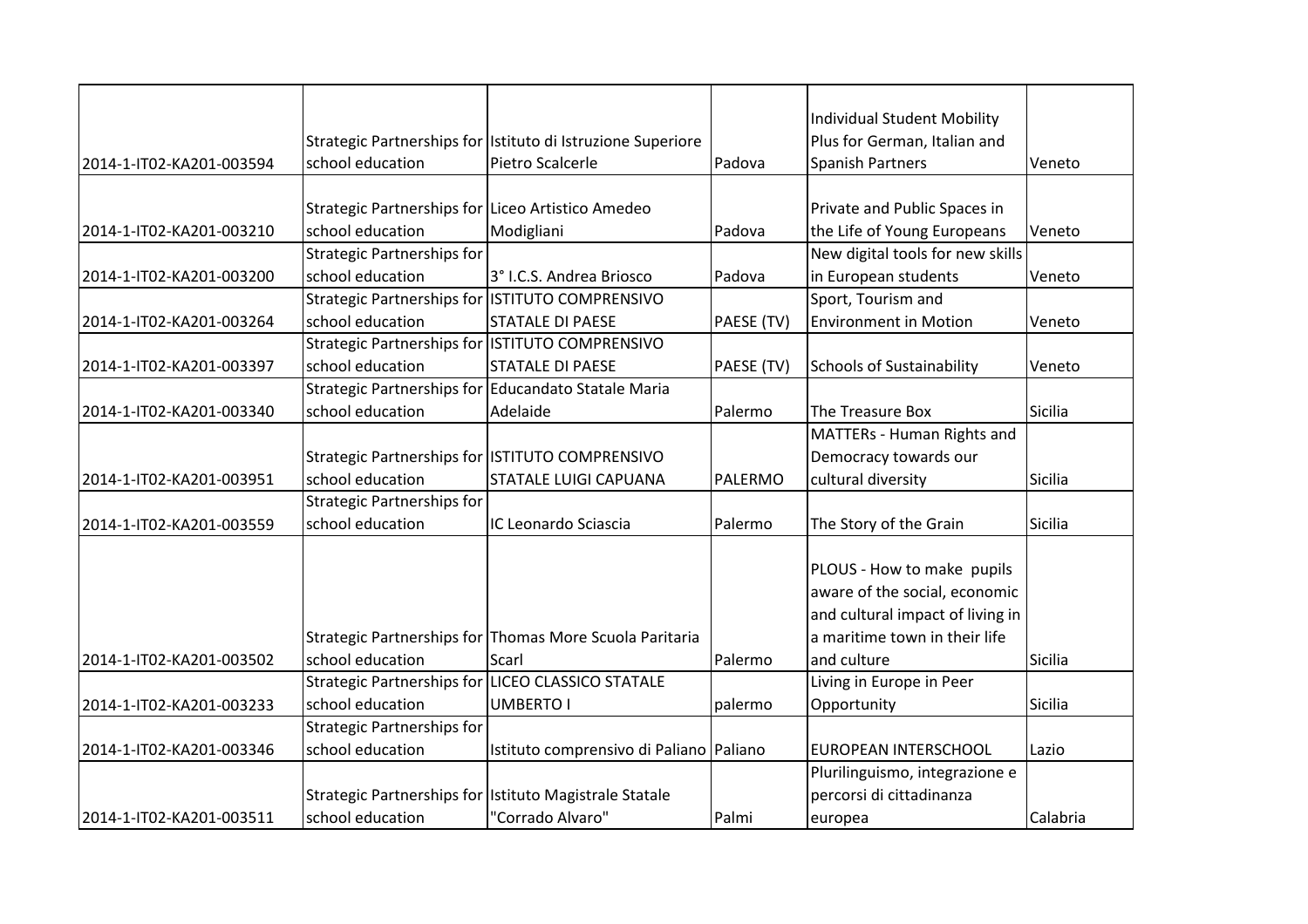| | | | | | |
|---|---|---|---|---|---|
| 2014-1-IT02-KA201-003594 | Strategic Partnerships for school education | Istituto di Istruzione Superiore Pietro Scalcerle | Padova | Individual Student Mobility Plus for German, Italian and Spanish Partners | Veneto |
| 2014-1-IT02-KA201-003210 | Strategic Partnerships for school education | Liceo Artistico Amedeo Modigliani | Padova | Private and Public Spaces in the Life of Young Europeans | Veneto |
| 2014-1-IT02-KA201-003200 | Strategic Partnerships for school education | 3° I.C.S. Andrea Briosco | Padova | New digital tools for new skills in European students | Veneto |
| 2014-1-IT02-KA201-003264 | Strategic Partnerships for school education | ISTITUTO COMPRENSIVO STATALE DI PAESE | PAESE (TV) | Sport, Tourism and Environment in Motion | Veneto |
| 2014-1-IT02-KA201-003397 | Strategic Partnerships for school education | ISTITUTO COMPRENSIVO STATALE DI PAESE | PAESE (TV) | Schools of Sustainability | Veneto |
| 2014-1-IT02-KA201-003340 | Strategic Partnerships for school education | Educandato Statale Maria Adelaide | Palermo | The Treasure Box | Sicilia |
| 2014-1-IT02-KA201-003951 | Strategic Partnerships for school education | ISTITUTO COMPRENSIVO STATALE LUIGI CAPUANA | PALERMO | MATTERs - Human Rights and Democracy towards our cultural diversity | Sicilia |
| 2014-1-IT02-KA201-003559 | Strategic Partnerships for school education | IC Leonardo Sciascia | Palermo | The Story of the Grain | Sicilia |
| 2014-1-IT02-KA201-003502 | Strategic Partnerships for school education | Thomas More Scuola Paritaria Scarl | Palermo | PLOUS - How to make pupils aware of the social, economic and cultural impact of living in a maritime town in their life and culture | Sicilia |
| 2014-1-IT02-KA201-003233 | Strategic Partnerships for school education | LICEO CLASSICO STATALE UMBERTO I | palermo | Living in Europe in Peer Opportunity | Sicilia |
| 2014-1-IT02-KA201-003346 | Strategic Partnerships for school education | Istituto comprensivo di Paliano | Paliano | EUROPEAN INTERSCHOOL | Lazio |
| 2014-1-IT02-KA201-003511 | Strategic Partnerships for school education | Istituto Magistrale Statale "Corrado Alvaro" | Palmi | Plurilinguismo, integrazione e percorsi di cittadinanza europea | Calabria |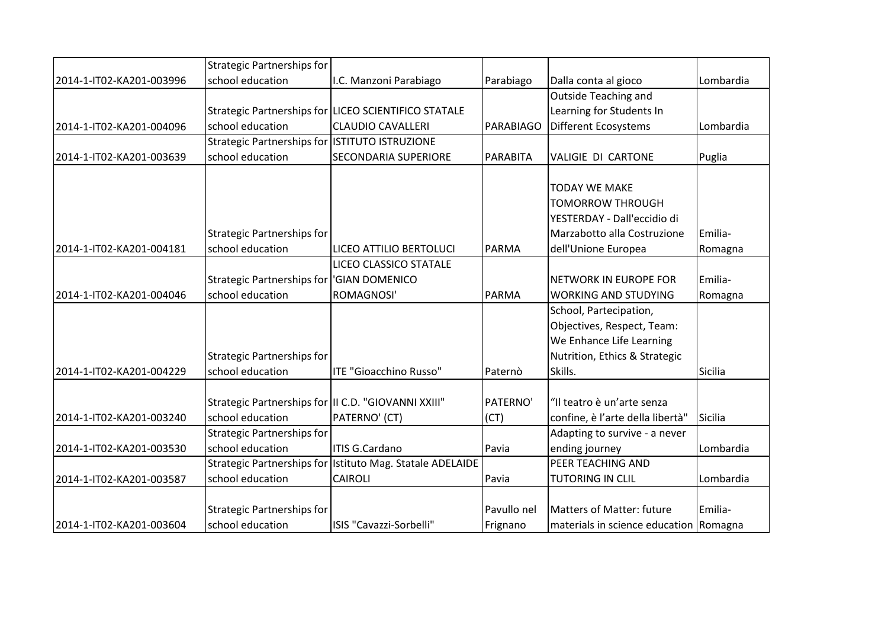| | | | | | |
|---|---|---|---|---|---|
| 2014-1-IT02-KA201-003996 | Strategic Partnerships for school education | I.C. Manzoni Parabiago | Parabiago | Dalla conta al gioco | Lombardia |
| 2014-1-IT02-KA201-004096 | Strategic Partnerships for school education | LICEO SCIENTIFICO STATALE CLAUDIO CAVALLERI | PARABIAGO | Outside Teaching and Learning for Students In Different Ecosystems | Lombardia |
| 2014-1-IT02-KA201-003639 | Strategic Partnerships for school education | ISTITUTO ISTRUZIONE SECONDARIA SUPERIORE | PARABITA | VALIGIE DI CARTONE | Puglia |
| 2014-1-IT02-KA201-004181 | Strategic Partnerships for school education | LICEO ATTILIO BERTOLUCI | PARMA | TODAY WE MAKE TOMORROW THROUGH YESTERDAY - Dall'eccidio di Marzabotto alla Costruzione dell'Unione Europea | Emilia-Romagna |
| 2014-1-IT02-KA201-004046 | Strategic Partnerships for school education | LICEO CLASSICO STATALE 'GIAN DOMENICO ROMAGNOSI' | PARMA | NETWORK IN EUROPE FOR WORKING AND STUDYING | Emilia-Romagna |
| 2014-1-IT02-KA201-004229 | Strategic Partnerships for school education | ITE "Gioacchino Russo" | Paternò | School, Partecipation, Objectives, Respect, Team: We Enhance Life Learning Nutrition, Ethics & Strategic Skills. | Sicilia |
| 2014-1-IT02-KA201-003240 | Strategic Partnerships for school education | II C.D. "GIOVANNI XXIII" PATERNO' (CT) | PATERNO' (CT) | "Il teatro è un'arte senza confine, è l'arte della libertà" | Sicilia |
| 2014-1-IT02-KA201-003530 | Strategic Partnerships for school education | ITIS G.Cardano | Pavia | Adapting to survive - a never ending journey | Lombardia |
| 2014-1-IT02-KA201-003587 | Strategic Partnerships for school education | Istituto Mag. Statale ADELAIDE CAIROLI | Pavia | PEER TEACHING AND TUTORING IN CLIL | Lombardia |
| 2014-1-IT02-KA201-003604 | Strategic Partnerships for school education | ISIS "Cavazzi-Sorbelli" | Pavullo nel Frignano | Matters of Matter: future materials in science education | Emilia-Romagna |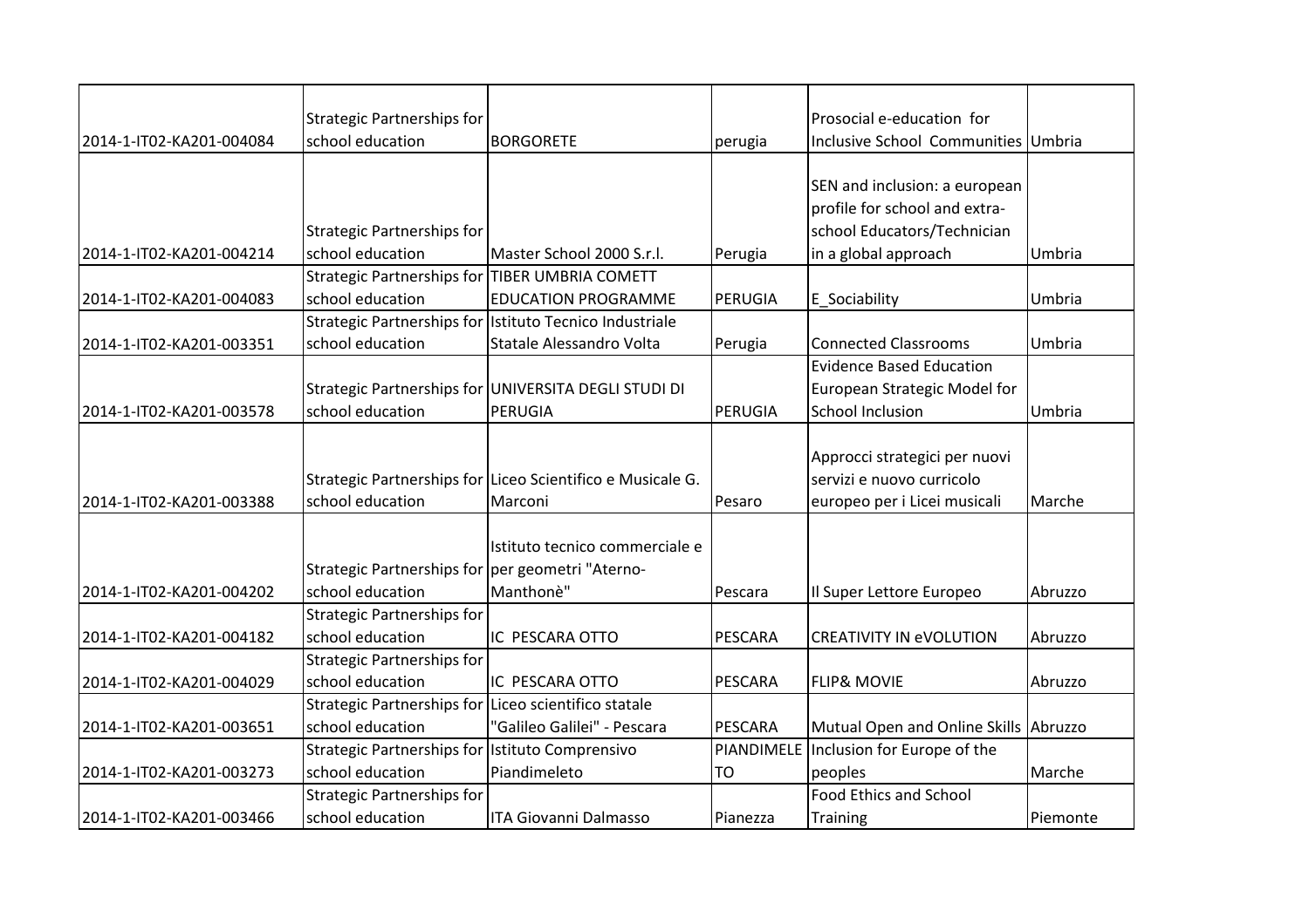| | | | | | |
|---|---|---|---|---|---|
| 2014-1-IT02-KA201-004084 | Strategic Partnerships for school education | BORGORETE | perugia | Prosocial e-education for Inclusive School Communities | Umbria |
| 2014-1-IT02-KA201-004214 | Strategic Partnerships for school education | Master School 2000 S.r.l. | Perugia | SEN and inclusion: a european profile for school and extra-school Educators/Technician in a global approach | Umbria |
| 2014-1-IT02-KA201-004083 | Strategic Partnerships for school education | TIBER UMBRIA COMETT EDUCATION PROGRAMME | PERUGIA | E_Sociability | Umbria |
| 2014-1-IT02-KA201-003351 | Strategic Partnerships for school education | Istituto Tecnico Industriale Statale Alessandro Volta | Perugia | Connected Classrooms | Umbria |
| 2014-1-IT02-KA201-003578 | Strategic Partnerships for school education | UNIVERSITA DEGLI STUDI DI PERUGIA | PERUGIA | Evidence Based Education European Strategic Model for School Inclusion | Umbria |
| 2014-1-IT02-KA201-003388 | Strategic Partnerships for school education | Liceo Scientifico e Musicale G. Marconi | Pesaro | Approcci strategici per nuovi servizi e nuovo curricolo europeo per i Licei musicali | Marche |
| 2014-1-IT02-KA201-004202 | Strategic Partnerships for school education | Istituto tecnico commerciale e per geometri "Aterno-Manthonè" | Pescara | Il Super Lettore Europeo | Abruzzo |
| 2014-1-IT02-KA201-004182 | Strategic Partnerships for school education | IC PESCARA OTTO | PESCARA | CREATIVITY IN eVOLUTION | Abruzzo |
| 2014-1-IT02-KA201-004029 | Strategic Partnerships for school education | IC PESCARA OTTO | PESCARA | FLIP& MOVIE | Abruzzo |
| 2014-1-IT02-KA201-003651 | Strategic Partnerships for school education | Liceo scientifico statale "Galileo Galilei" - Pescara | PESCARA | Mutual Open and Online Skills | Abruzzo |
| 2014-1-IT02-KA201-003273 | Strategic Partnerships for school education | Istituto Comprensivo Piandimeleto | PIANDIMELETO | Inclusion for Europe of the peoples | Marche |
| 2014-1-IT02-KA201-003466 | Strategic Partnerships for school education | ITA Giovanni Dalmasso | Pianezza | Food Ethics and School Training | Piemonte |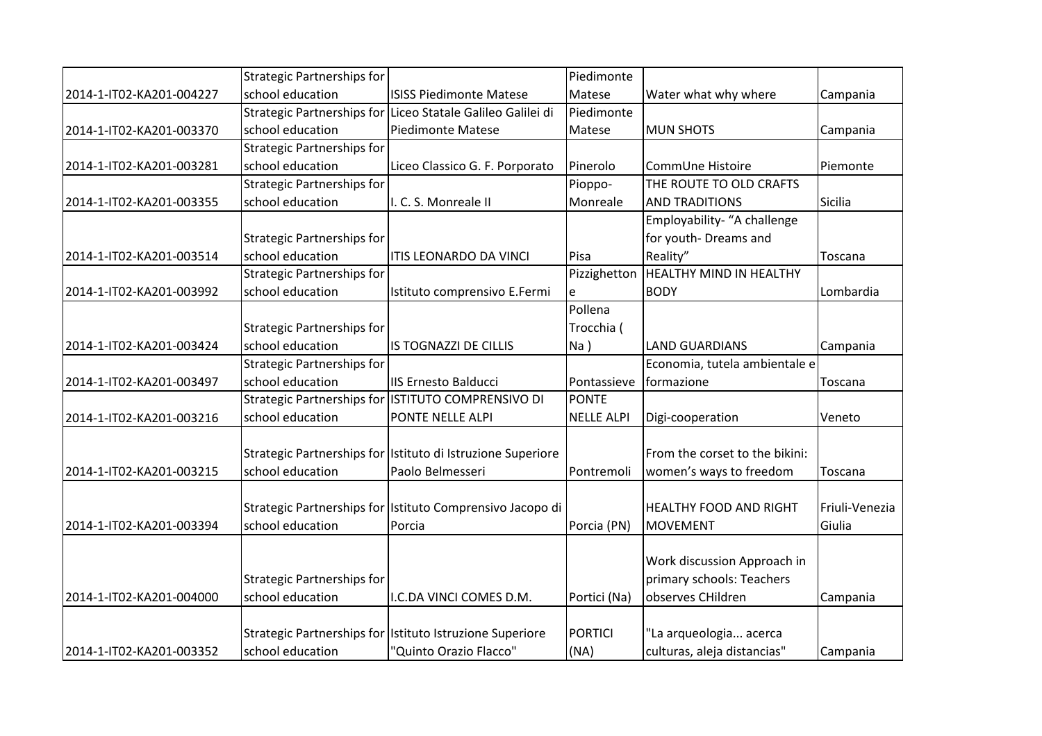| | | | | | |
|---|---|---|---|---|---|
| 2014-1-IT02-KA201-004227 | Strategic Partnerships for school education | ISISS Piedimonte Matese | Piedimonte Matese | Water what why where | Campania |
| 2014-1-IT02-KA201-003370 | Strategic Partnerships for school education | Liceo Statale Galileo Galilei di Piedimonte Matese | Piedimonte Matese | MUN SHOTS | Campania |
| 2014-1-IT02-KA201-003281 | Strategic Partnerships for school education | Liceo Classico G. F. Porporato | Pinerolo | CommUne Histoire | Piemonte |
| 2014-1-IT02-KA201-003355 | Strategic Partnerships for school education | I. C. S. Monreale II | Pioppo-Monreale | THE ROUTE TO OLD CRAFTS AND TRADITIONS | Sicilia |
| 2014-1-IT02-KA201-003514 | Strategic Partnerships for school education | ITIS LEONARDO DA VINCI | Pisa | Employability- "A challenge for youth- Dreams and Reality" | Toscana |
| 2014-1-IT02-KA201-003992 | Strategic Partnerships for school education | Istituto comprensivo E.Fermi | Pizzighettone | HEALTHY MIND IN HEALTHY BODY | Lombardia |
| 2014-1-IT02-KA201-003424 | Strategic Partnerships for school education | IS TOGNAZZI DE CILLIS | Pollena Trocchia ( Na ) | LAND GUARDIANS | Campania |
| 2014-1-IT02-KA201-003497 | Strategic Partnerships for school education | IIS Ernesto Balducci | Pontassieve | Economia, tutela ambientale e formazione | Toscana |
| 2014-1-IT02-KA201-003216 | Strategic Partnerships for school education | ISTITUTO COMPRENSIVO DI PONTE NELLE ALPI | PONTE NELLE ALPI | Digi-cooperation | Veneto |
| 2014-1-IT02-KA201-003215 | Strategic Partnerships for school education | Istituto di Istruzione Superiore Paolo Belmesseri | Pontremoli | From the corset to the bikini: women's ways to freedom | Toscana |
| 2014-1-IT02-KA201-003394 | Strategic Partnerships for school education | Istituto Comprensivo Jacopo di Porcia | Porcia (PN) | HEALTHY FOOD AND RIGHT MOVEMENT | Friuli-Venezia Giulia |
| 2014-1-IT02-KA201-004000 | Strategic Partnerships for school education | I.C.DA VINCI COMES D.M. | Portici (Na) | Work discussion Approach in primary schools: Teachers observes CHildren | Campania |
| 2014-1-IT02-KA201-003352 | Strategic Partnerships for school education | Istituto Istruzione Superiore "Quinto Orazio Flacco" | PORTICI (NA) | "La arqueologia... acerca culturas, aleja distancias" | Campania |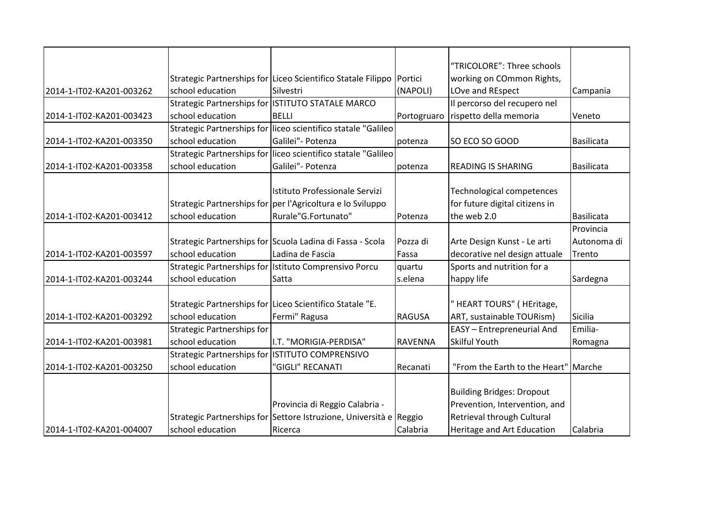| | | | | | |
|---|---|---|---|---|---|
| 2014-1-IT02-KA201-003262 | Strategic Partnerships for school education | Liceo Scientifico Statale Filippo Silvestri | Portici (NAPOLI) | "TRICOLORE": Three schools working on COmmon Rights, LOve and REspect | Campania |
| 2014-1-IT02-KA201-003423 | Strategic Partnerships for school education | ISTITUTO STATALE MARCO BELLI | Portogruaro | Il percorso del recupero nel rispetto della memoria | Veneto |
| 2014-1-IT02-KA201-003350 | Strategic Partnerships for school education | liceo scientifico statale "Galileo Galilei"- Potenza | potenza | SO ECO SO GOOD | Basilicata |
| 2014-1-IT02-KA201-003358 | Strategic Partnerships for school education | liceo scientifico statale "Galileo Galilei"- Potenza | potenza | READING IS SHARING | Basilicata |
| 2014-1-IT02-KA201-003412 | Strategic Partnerships for school education | Istituto Professionale Servizi per l'Agricoltura e lo Sviluppo Rurale"G.Fortunato" | Potenza | Technological competences for future digital citizens in the web 2.0 | Basilicata |
| 2014-1-IT02-KA201-003597 | Strategic Partnerships for school education | Scuola Ladina di Fassa - Scola Ladina de Fascia | Pozza di Fassa | Arte Design Kunst - Le arti decorative nel design attuale | Provincia Autonoma di Trento |
| 2014-1-IT02-KA201-003244 | Strategic Partnerships for school education | Istituto Comprensivo Porcu Satta | quartu s.elena | Sports and nutrition for a happy life | Sardegna |
| 2014-1-IT02-KA201-003292 | Strategic Partnerships for school education | Liceo Scientifico Statale "E. Fermi" Ragusa | RAGUSA | " HEART TOURS" ( HEritage, ART, sustainable TOURism) | Sicilia |
| 2014-1-IT02-KA201-003981 | Strategic Partnerships for school education | I.T. "MORIGIA-PERDISA" | RAVENNA | EASY – Entrepreneurial And Skilful Youth | Emilia-Romagna |
| 2014-1-IT02-KA201-003250 | Strategic Partnerships for school education | ISTITUTO COMPRENSIVO "GIGLI" RECANATI | Recanati | "From the Earth to the Heart" | Marche |
| 2014-1-IT02-KA201-004007 | Strategic Partnerships for school education | Provincia di Reggio Calabria - Settore Istruzione, Università e Ricerca | Reggio Calabria | Building Bridges: Dropout Prevention, Intervention, and Retrieval through Cultural Heritage and Art Education | Calabria |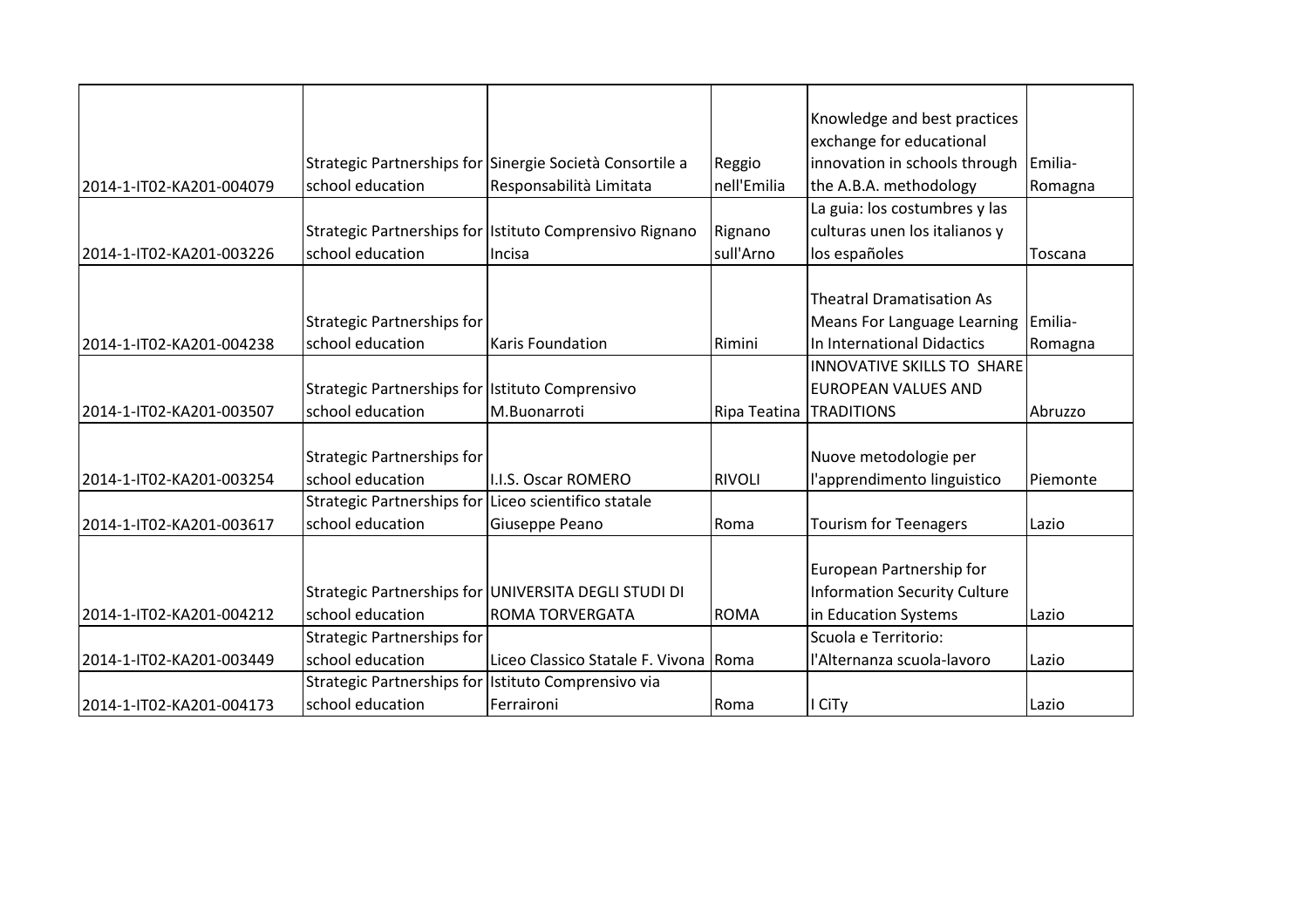| | | | | | |
|---|---|---|---|---|---|
| 2014-1-IT02-KA201-004079 | Strategic Partnerships for school education | Sinergie Società Consortile a Responsabilità Limitata | Reggio nell'Emilia | Knowledge and best practices exchange for educational innovation in schools through the A.B.A. methodology | Emilia-Romagna |
| 2014-1-IT02-KA201-003226 | Strategic Partnerships for school education | Istituto Comprensivo Rignano Incisa | Rignano sull'Arno | La guia: los costumbres y las culturas unen los italianos y los españoles | Toscana |
| 2014-1-IT02-KA201-004238 | Strategic Partnerships for school education | Karis Foundation | Rimini | Theatral Dramatisation As Means For Language Learning In International Didactics | Emilia-Romagna |
| 2014-1-IT02-KA201-003507 | Strategic Partnerships for school education | Istituto Comprensivo M.Buonarroti | Ripa Teatina | INNOVATIVE SKILLS TO SHARE EUROPEAN VALUES AND TRADITIONS | Abruzzo |
| 2014-1-IT02-KA201-003254 | Strategic Partnerships for school education | I.I.S. Oscar ROMERO | RIVOLI | Nuove metodologie per l'apprendimento linguistico | Piemonte |
| 2014-1-IT02-KA201-003617 | Strategic Partnerships for school education | Liceo scientifico statale Giuseppe Peano | Roma | Tourism for Teenagers | Lazio |
| 2014-1-IT02-KA201-004212 | Strategic Partnerships for school education | UNIVERSITA DEGLI STUDI DI ROMA TORVERGATA | ROMA | European Partnership for Information Security Culture in Education Systems | Lazio |
| 2014-1-IT02-KA201-003449 | Strategic Partnerships for school education | Liceo Classico Statale F. Vivona | Roma | Scuola e Territorio: l'Alternanza scuola-lavoro | Lazio |
| 2014-1-IT02-KA201-004173 | Strategic Partnerships for school education | Istituto Comprensivo via Ferraironi | Roma | I CiTy | Lazio |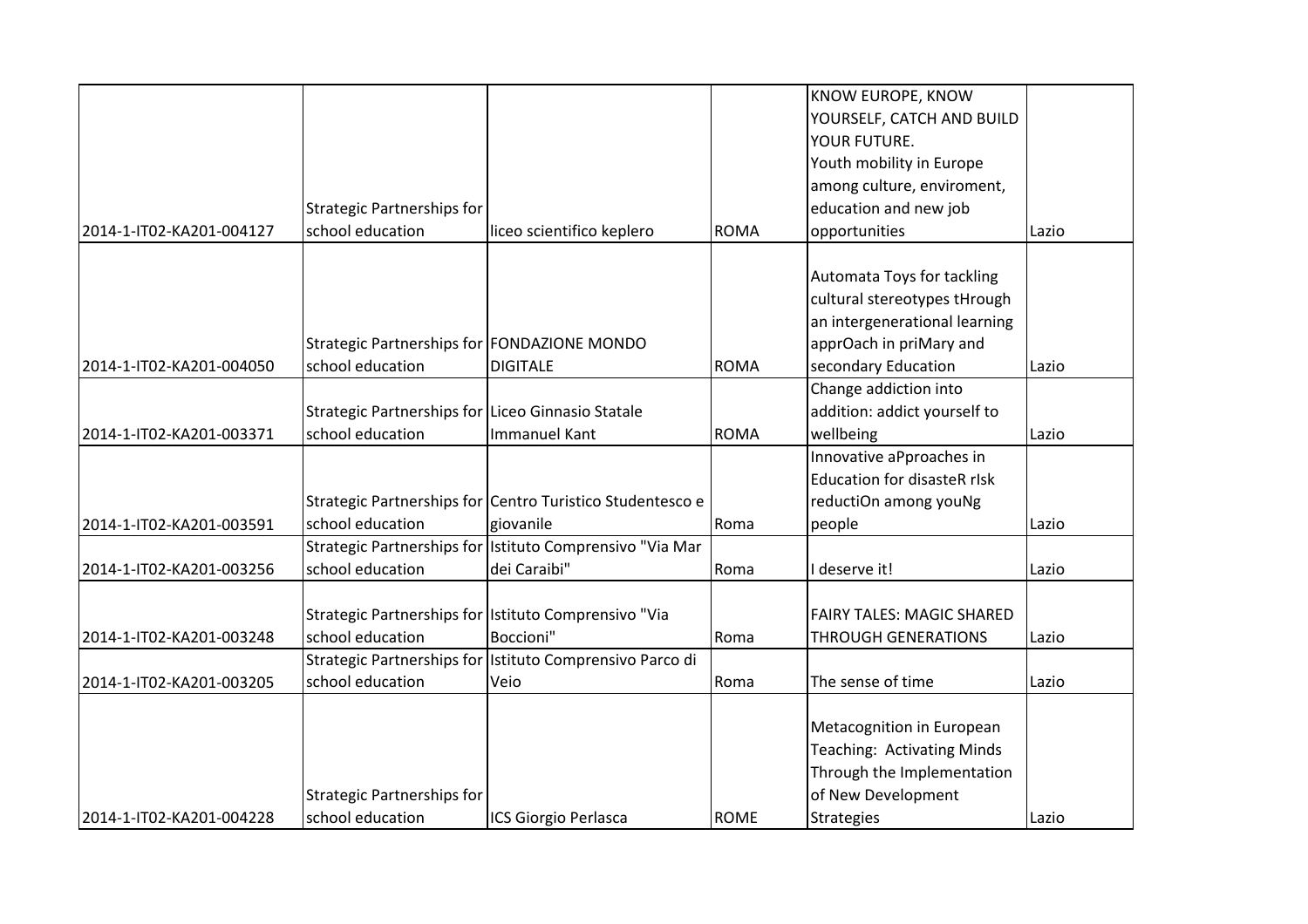| | | | | | |
|---|---|---|---|---|---|
| 2014-1-IT02-KA201-004127 | Strategic Partnerships for school education | liceo scientifico keplero | ROMA | KNOW EUROPE, KNOW YOURSELF, CATCH AND BUILD YOUR FUTURE. Youth mobility in Europe among culture, enviroment, education and new job opportunities | Lazio |
| 2014-1-IT02-KA201-004050 | Strategic Partnerships for school education | FONDAZIONE MONDO DIGITALE | ROMA | Automata Toys for tackling cultural stereotypes tHrough an intergenerational learning apprOach in priMary and secondary Education | Lazio |
| 2014-1-IT02-KA201-003371 | Strategic Partnerships for school education | Liceo Ginnasio Statale Immanuel Kant | ROMA | Change addiction into addition: addict yourself to wellbeing | Lazio |
| 2014-1-IT02-KA201-003591 | Strategic Partnerships for school education | Centro Turistico Studentesco e giovanile | Roma | Innovative aPproaches in Education for disasteR rIsk reductiOn among youNg people | Lazio |
| 2014-1-IT02-KA201-003256 | Strategic Partnerships for school education | Istituto Comprensivo "Via Mar dei Caraibi" | Roma | I deserve it! | Lazio |
| 2014-1-IT02-KA201-003248 | Strategic Partnerships for school education | Istituto Comprensivo "Via Boccioni" | Roma | FAIRY TALES: MAGIC SHARED THROUGH GENERATIONS | Lazio |
| 2014-1-IT02-KA201-003205 | Strategic Partnerships for school education | Istituto Comprensivo Parco di Veio | Roma | The sense of time | Lazio |
| 2014-1-IT02-KA201-004228 | Strategic Partnerships for school education | ICS Giorgio Perlasca | ROME | Metacognition in European Teaching: Activating Minds Through the Implementation of New Development Strategies | Lazio |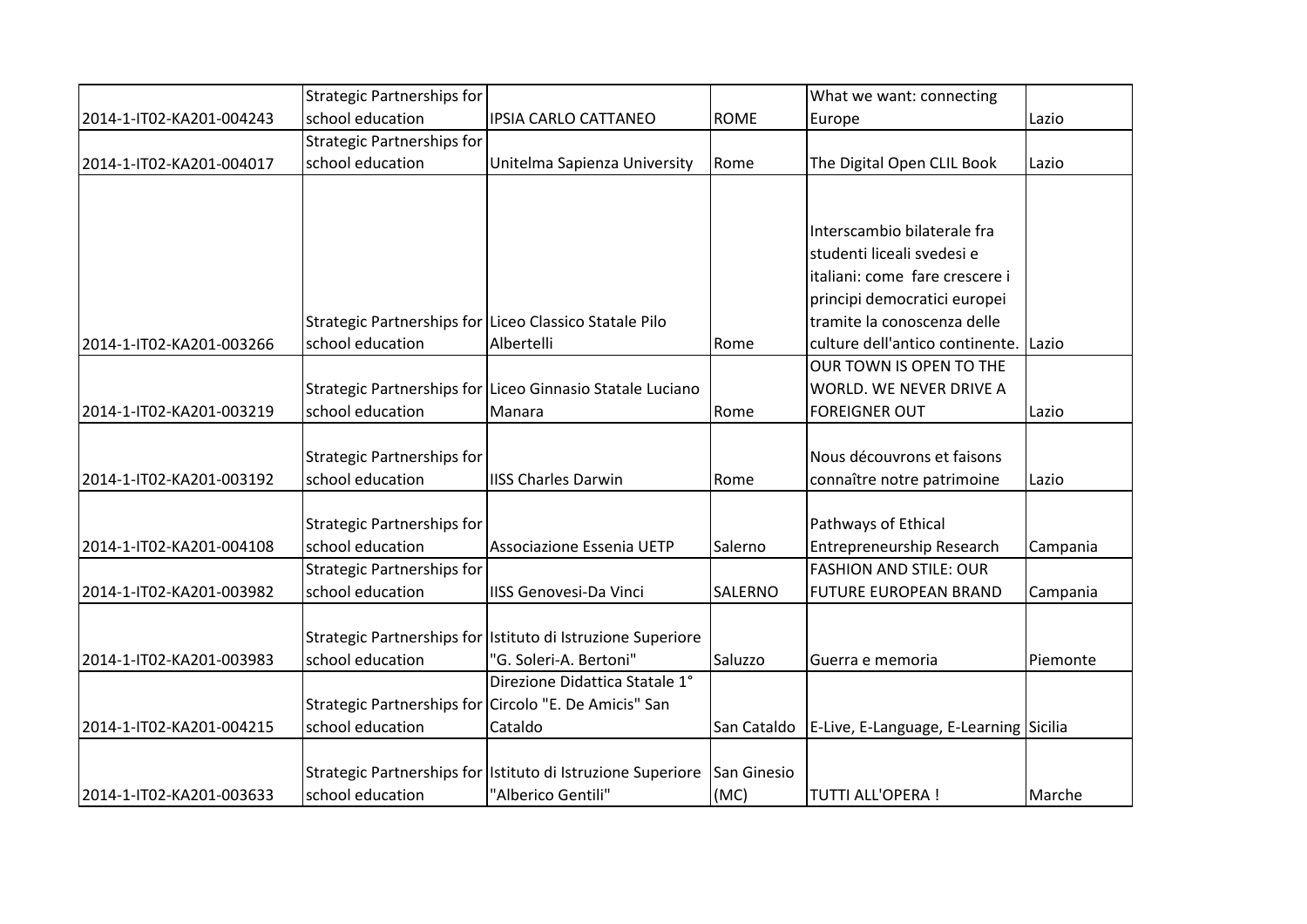| | | | | | |
|---|---|---|---|---|---|
| 2014-1-IT02-KA201-004243 | Strategic Partnerships for school education | IPSIA CARLO CATTANEO | ROME | What we want: connecting Europe | Lazio |
| 2014-1-IT02-KA201-004017 | Strategic Partnerships for school education | Unitelma Sapienza University | Rome | The Digital Open CLIL Book | Lazio |
| 2014-1-IT02-KA201-003266 | Strategic Partnerships for school education | Liceo Classico Statale Pilo Albertelli | Rome | Interscambio bilaterale fra studenti liceali svedesi e italiani: come fare crescere i principi democratici europei tramite la conoscenza delle culture dell'antico continente. | Lazio |
| 2014-1-IT02-KA201-003219 | Strategic Partnerships for school education | Liceo Ginnasio Statale Luciano Manara | Rome | OUR TOWN IS OPEN TO THE WORLD. WE NEVER DRIVE A FOREIGNER OUT | Lazio |
| 2014-1-IT02-KA201-003192 | Strategic Partnerships for school education | IISS Charles Darwin | Rome | Nous découvrons et faisons connaître notre patrimoine | Lazio |
| 2014-1-IT02-KA201-004108 | Strategic Partnerships for school education | Associazione Essenia UETP | Salerno | Pathways of Ethical Entrepreneurship Research | Campania |
| 2014-1-IT02-KA201-003982 | Strategic Partnerships for school education | IISS Genovesi-Da Vinci | SALERNO | FASHION AND STILE: OUR FUTURE EUROPEAN BRAND | Campania |
| 2014-1-IT02-KA201-003983 | Strategic Partnerships for school education | Istituto di Istruzione Superiore "G. Soleri-A. Bertoni" | Saluzzo | Guerra e memoria | Piemonte |
| 2014-1-IT02-KA201-004215 | Strategic Partnerships for school education | Direzione Didattica Statale 1° Circolo "E. De Amicis" San Cataldo | San Cataldo | E-Live, E-Language, E-Learning | Sicilia |
| 2014-1-IT02-KA201-003633 | Strategic Partnerships for school education | Istituto di Istruzione Superiore "Alberico Gentili" | San Ginesio (MC) | TUTTI ALL'OPERA ! | Marche |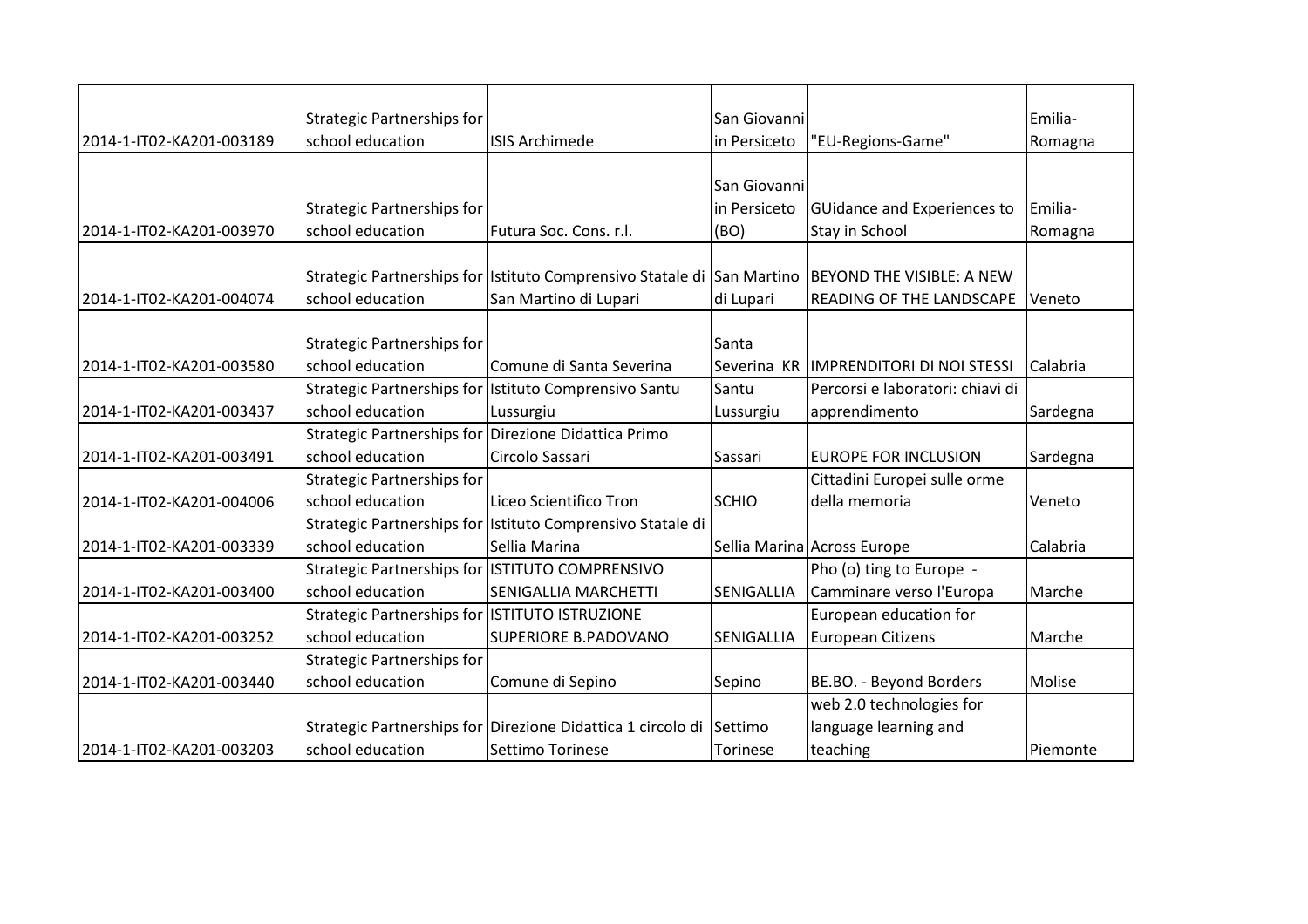| | | | | | |
|---|---|---|---|---|---|
| 2014-1-IT02-KA201-003189 | Strategic Partnerships for school education | ISIS Archimede | San Giovanni in Persiceto | "EU-Regions-Game" | Emilia-Romagna |
| 2014-1-IT02-KA201-003970 | Strategic Partnerships for school education | Futura Soc. Cons. r.l. | San Giovanni in Persiceto (BO) | GUidance and Experiences to Stay in School | Emilia-Romagna |
| 2014-1-IT02-KA201-004074 | Strategic Partnerships for school education | Istituto Comprensivo Statale di San Martino di Lupari | San Martino di Lupari | BEYOND THE VISIBLE: A NEW READING OF THE LANDSCAPE | Veneto |
| 2014-1-IT02-KA201-003580 | Strategic Partnerships for school education | Comune di Santa Severina | Santa Severina KR | IMPRENDITORI DI NOI STESSI | Calabria |
| 2014-1-IT02-KA201-003437 | Strategic Partnerships for school education | Istituto Comprensivo Santu Lussurgiu | Santu Lussurgiu | Percorsi e laboratori: chiavi di apprendimento | Sardegna |
| 2014-1-IT02-KA201-003491 | Strategic Partnerships for school education | Direzione Didattica Primo Circolo Sassari | Sassari | EUROPE FOR INCLUSION | Sardegna |
| 2014-1-IT02-KA201-004006 | Strategic Partnerships for school education | Liceo Scientifico Tron | SCHIO | Cittadini Europei sulle orme della memoria | Veneto |
| 2014-1-IT02-KA201-003339 | Strategic Partnerships for school education | Istituto Comprensivo Statale di Sellia Marina | Sellia Marina | Across Europe | Calabria |
| 2014-1-IT02-KA201-003400 | Strategic Partnerships for school education | ISTITUTO COMPRENSIVO SENIGALLIA MARCHETTI | SENIGALLIA | Pho (o) ting to Europe - Camminare verso l'Europa | Marche |
| 2014-1-IT02-KA201-003252 | Strategic Partnerships for school education | ISTITUTO ISTRUZIONE SUPERIORE B.PADOVANO | SENIGALLIA | European education for European Citizens | Marche |
| 2014-1-IT02-KA201-003440 | Strategic Partnerships for school education | Comune di Sepino | Sepino | BE.BO. - Beyond Borders | Molise |
| 2014-1-IT02-KA201-003203 | Strategic Partnerships for school education | Direzione Didattica 1 circolo di Settimo Torinese | Settimo Torinese | web 2.0 technologies for language learning and teaching | Piemonte |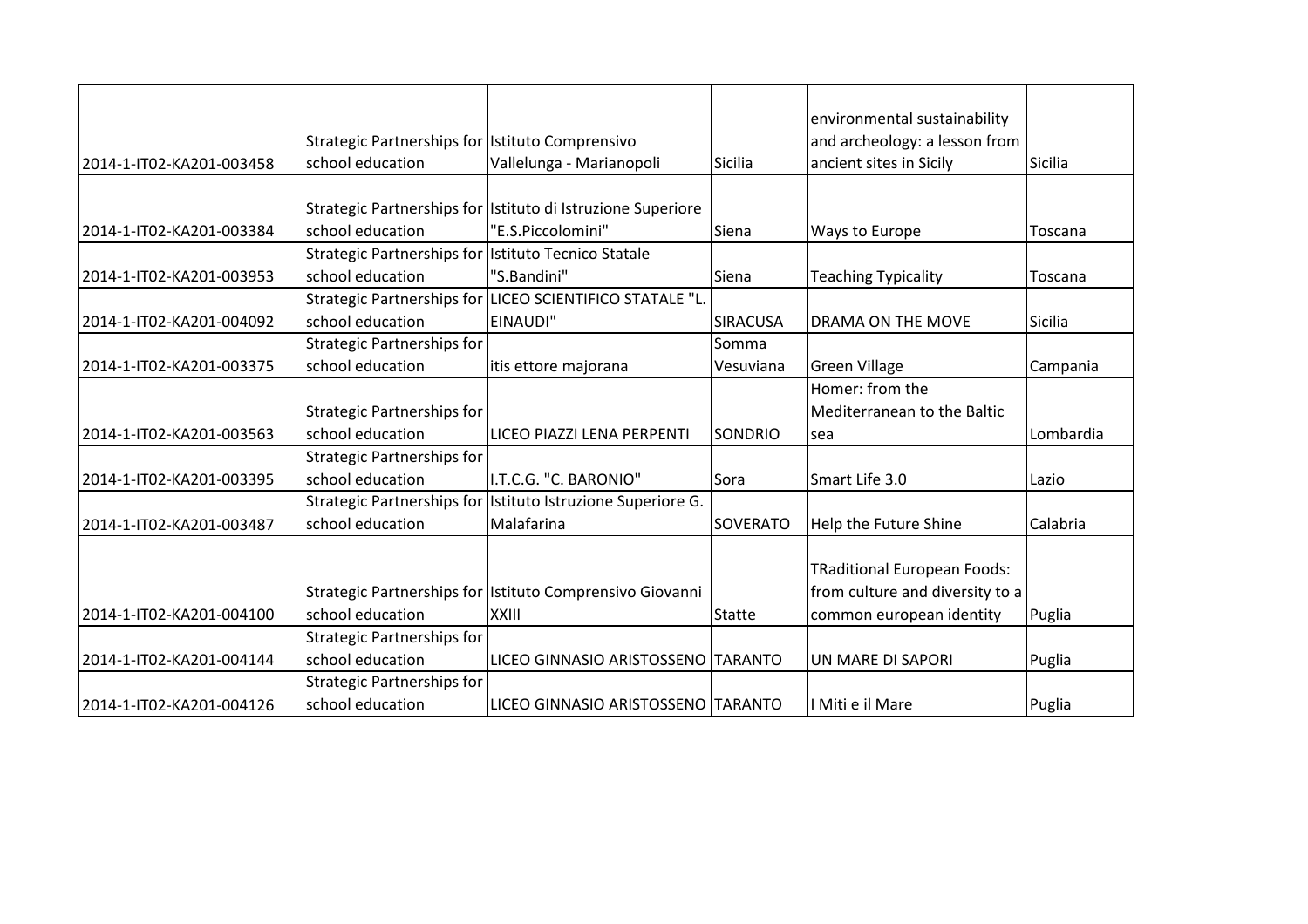| | | | | | |
|---|---|---|---|---|---|
| 2014-1-IT02-KA201-003458 | Strategic Partnerships for school education | Istituto Comprensivo Vallelunga - Marianopoli | Sicilia | environmental sustainability and archeology: a lesson from ancient sites in Sicily | Sicilia |
| 2014-1-IT02-KA201-003384 | Strategic Partnerships for school education | Istituto di Istruzione Superiore "E.S.Piccolomini" | Siena | Ways to Europe | Toscana |
| 2014-1-IT02-KA201-003953 | Strategic Partnerships for school education | Istituto Tecnico Statale "S.Bandini" | Siena | Teaching Typicality | Toscana |
| 2014-1-IT02-KA201-004092 | Strategic Partnerships for school education | LICEO SCIENTIFICO STATALE "L. EINAUDI" | SIRACUSA | DRAMA ON THE MOVE | Sicilia |
| 2014-1-IT02-KA201-003375 | Strategic Partnerships for school education | itis ettore majorana | Somma Vesuviana | Green Village | Campania |
| 2014-1-IT02-KA201-003563 | Strategic Partnerships for school education | LICEO PIAZZI LENA PERPENTI | SONDRIO | Homer: from the Mediterranean to the Baltic sea | Lombardia |
| 2014-1-IT02-KA201-003395 | Strategic Partnerships for school education | I.T.C.G. "C. BARONIO" | Sora | Smart Life 3.0 | Lazio |
| 2014-1-IT02-KA201-003487 | Strategic Partnerships for school education | Istituto Istruzione Superiore G. Malafarina | SOVERATO | Help the Future Shine | Calabria |
| 2014-1-IT02-KA201-004100 | Strategic Partnerships for school education | Istituto Comprensivo Giovanni XXIII | Statte | TRaditional European Foods: from culture and diversity to a common european identity | Puglia |
| 2014-1-IT02-KA201-004144 | Strategic Partnerships for school education | LICEO GINNASIO ARISTOSSENO | TARANTO | UN MARE DI SAPORI | Puglia |
| 2014-1-IT02-KA201-004126 | Strategic Partnerships for school education | LICEO GINNASIO ARISTOSSENO | TARANTO | I Miti e il Mare | Puglia |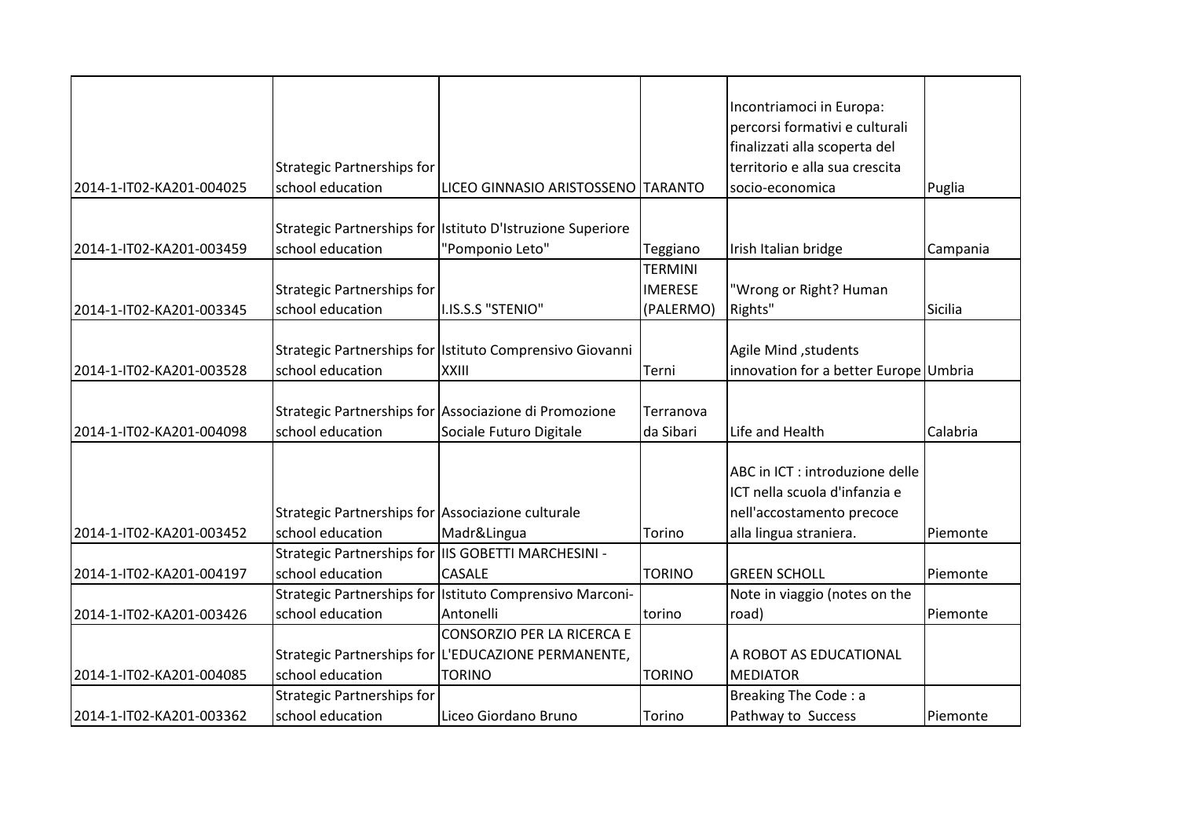| | | | | | |
|---|---|---|---|---|---|
| 2014-1-IT02-KA201-004025 | Strategic Partnerships for school education | LICEO GINNASIO ARISTOSSENO | TARANTO | Incontriamoci in Europa: percorsi formativi e culturali finalizzati alla scoperta del territorio e alla sua crescita socio-economica | Puglia |
| 2014-1-IT02-KA201-003459 | Strategic Partnerships for school education | Istituto D'Istruzione Superiore "Pomponio Leto" | Teggiano | Irish Italian bridge | Campania |
| 2014-1-IT02-KA201-003345 | Strategic Partnerships for school education | I.IS.S.S "STENIO" | TERMINI IMERESE (PALERMO) | "Wrong or Right? Human Rights" | Sicilia |
| 2014-1-IT02-KA201-003528 | Strategic Partnerships for school education | Istituto Comprensivo Giovanni XXIII | Terni | Agile Mind ,students innovation for a better Europe | Umbria |
| 2014-1-IT02-KA201-004098 | Strategic Partnerships for school education | Associazione di Promozione Sociale Futuro Digitale | Terranova da Sibari | Life and Health | Calabria |
| 2014-1-IT02-KA201-003452 | Strategic Partnerships for school education | Associazione culturale Madr&Lingua | Torino | ABC in ICT : introduzione delle ICT nella scuola d'infanzia e nell'accostamento precoce alla lingua straniera. | Piemonte |
| 2014-1-IT02-KA201-004197 | Strategic Partnerships for school education | IIS GOBETTI MARCHESINI - CASALE | TORINO | GREEN SCHOLL | Piemonte |
| 2014-1-IT02-KA201-003426 | Strategic Partnerships for school education | Istituto Comprensivo Marconi-Antonelli | torino | Note in viaggio (notes on the road) | Piemonte |
| 2014-1-IT02-KA201-004085 | Strategic Partnerships for school education | CONSORZIO PER LA RICERCA E L'EDUCAZIONE PERMANENTE, TORINO | TORINO | A ROBOT AS EDUCATIONAL MEDIATOR | |
| 2014-1-IT02-KA201-003362 | Strategic Partnerships for school education | Liceo Giordano Bruno | Torino | Breaking The Code : a Pathway to Success | Piemonte |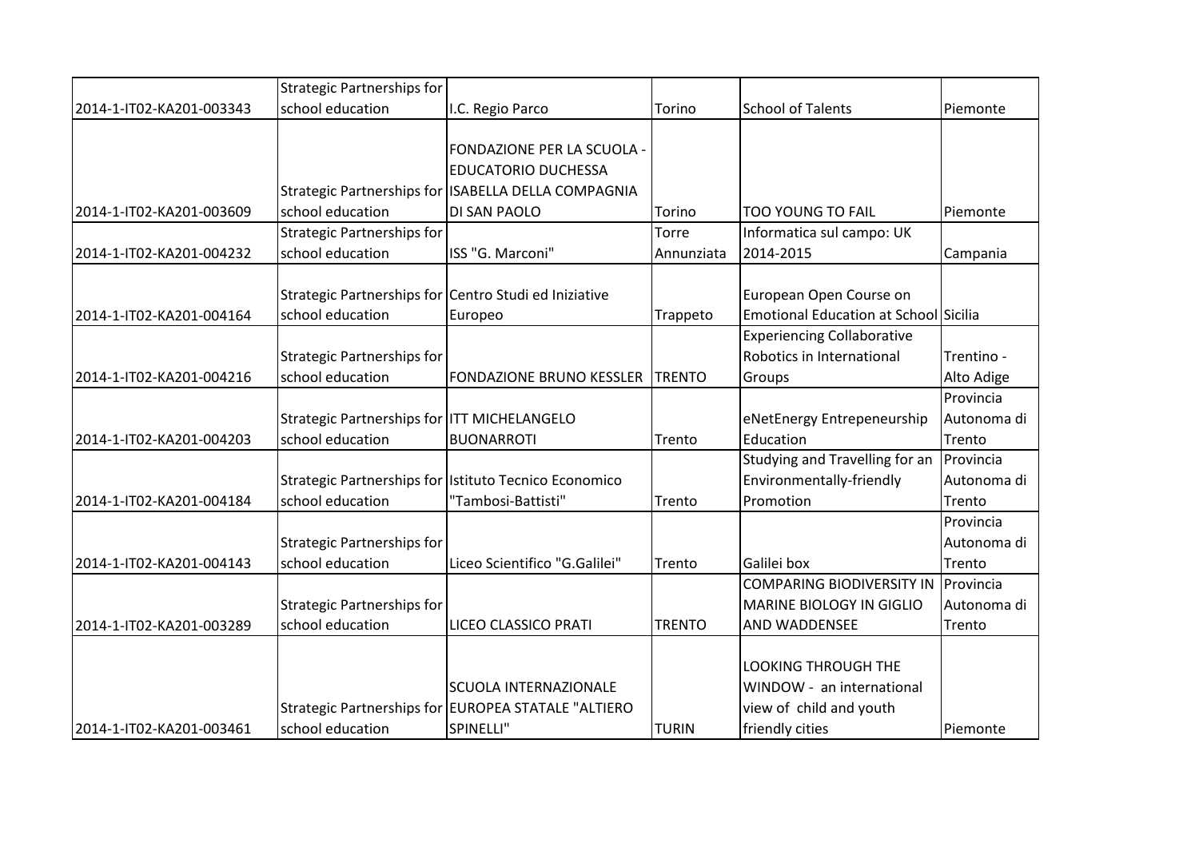| | | | | | |
|---|---|---|---|---|---|
| 2014-1-IT02-KA201-003343 | Strategic Partnerships for school education | I.C. Regio Parco | Torino | School of Talents | Piemonte |
| 2014-1-IT02-KA201-003609 | Strategic Partnerships for school education | FONDAZIONE PER LA SCUOLA - EDUCATORIO DUCHESSA ISABELLA DELLA COMPAGNIA DI SAN PAOLO | Torino | TOO YOUNG TO FAIL | Piemonte |
| 2014-1-IT02-KA201-004232 | Strategic Partnerships for school education | ISS "G. Marconi" | Torre Annunziata | Informatica sul campo: UK 2014-2015 | Campania |
| 2014-1-IT02-KA201-004164 | Strategic Partnerships for school education | Centro Studi ed Iniziative Europeo | Trappeto | European Open Course on Emotional Education at School | Sicilia |
| 2014-1-IT02-KA201-004216 | Strategic Partnerships for school education | FONDAZIONE BRUNO KESSLER | TRENTO | Experiencing Collaborative Robotics in International Groups | Trentino - Alto Adige |
| 2014-1-IT02-KA201-004203 | Strategic Partnerships for school education | ITT MICHELANGELO BUONARROTI | Trento | eNetEnergy Entrepeneurship Education | Provincia Autonoma di Trento |
| 2014-1-IT02-KA201-004184 | Strategic Partnerships for school education | Istituto Tecnico Economico "Tambosi-Battisti" | Trento | Studying and Travelling for an Environmentally-friendly Promotion | Provincia Autonoma di Trento |
| 2014-1-IT02-KA201-004143 | Strategic Partnerships for school education | Liceo Scientifico "G.Galilei" | Trento | Galilei box | Provincia Autonoma di Trento |
| 2014-1-IT02-KA201-003289 | Strategic Partnerships for school education | LICEO CLASSICO PRATI | TRENTO | COMPARING BIODIVERSITY IN MARINE BIOLOGY IN GIGLIO AND WADDENSEE | Provincia Autonoma di Trento |
| 2014-1-IT02-KA201-003461 | Strategic Partnerships for school education | SCUOLA INTERNAZIONALE EUROPEA STATALE "ALTIERO SPINELLI" | TURIN | LOOKING THROUGH THE WINDOW - an international view of child and youth friendly cities | Piemonte |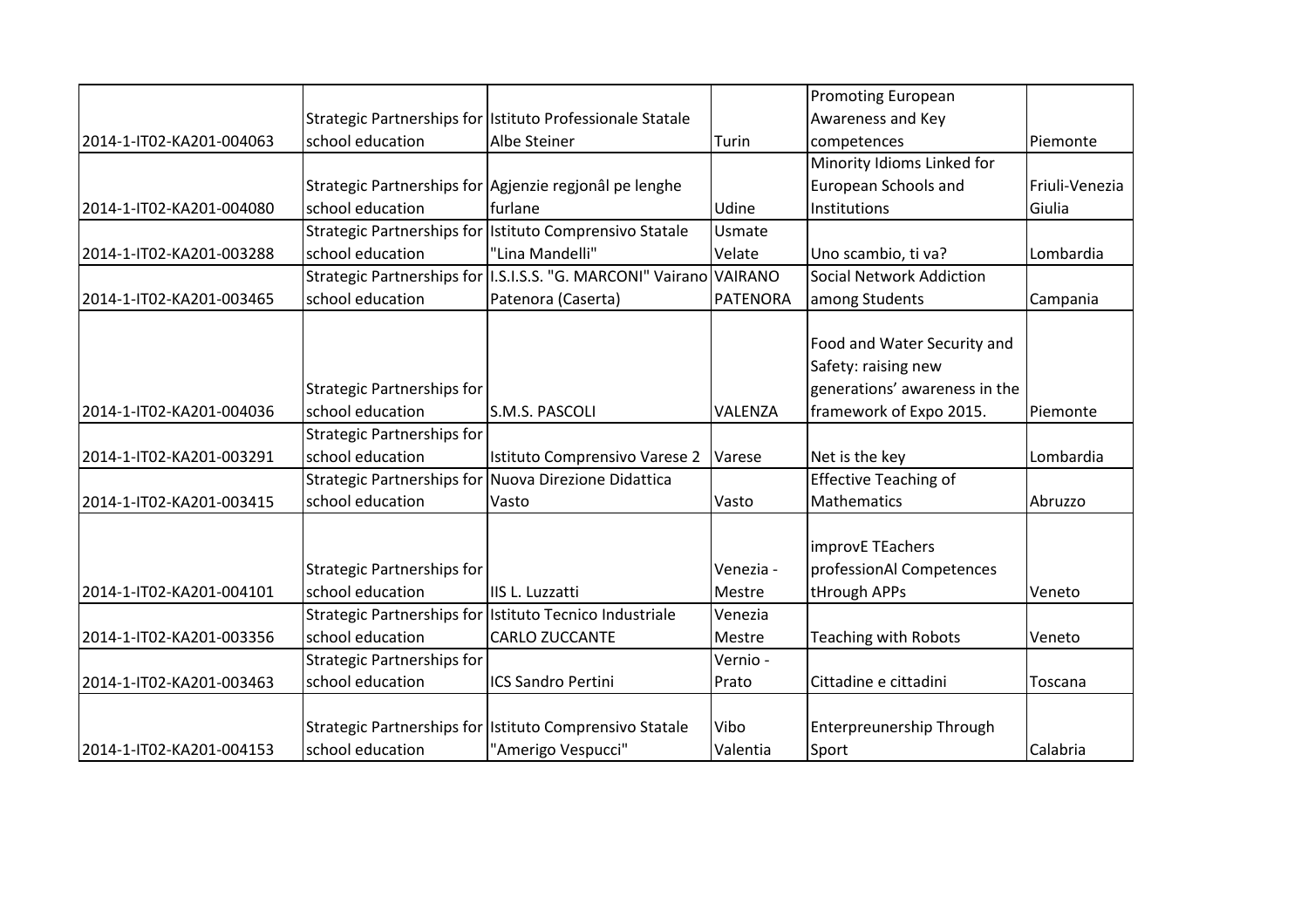| | | | | | |
|---|---|---|---|---|---|
| 2014-1-IT02-KA201-004063 | Strategic Partnerships for school education | Istituto Professionale Statale Albe Steiner | Turin | Promoting European Awareness and Key competences | Piemonte |
| 2014-1-IT02-KA201-004080 | Strategic Partnerships for school education | Agjenzie regjonâl pe lenghe furlane | Udine | Minority Idioms Linked for European Schools and Institutions | Friuli-Venezia Giulia |
| 2014-1-IT02-KA201-003288 | Strategic Partnerships for school education | Istituto Comprensivo Statale "Lina Mandelli" | Usmate Velate | Uno scambio, ti va? | Lombardia |
| 2014-1-IT02-KA201-003465 | Strategic Partnerships for school education | I.S.I.S.S. "G. MARCONI" Vairano Patenora (Caserta) | VAIRANO PATENORA | Social Network Addiction among Students | Campania |
| 2014-1-IT02-KA201-004036 | Strategic Partnerships for school education | S.M.S. PASCOLI | VALENZA | Food and Water Security and Safety: raising new generations' awareness in the framework of Expo 2015. | Piemonte |
| 2014-1-IT02-KA201-003291 | Strategic Partnerships for school education | Istituto Comprensivo Varese 2 | Varese | Net is the key | Lombardia |
| 2014-1-IT02-KA201-003415 | Strategic Partnerships for school education | Nuova Direzione Didattica Vasto | Vasto | Effective Teaching of Mathematics | Abruzzo |
| 2014-1-IT02-KA201-004101 | Strategic Partnerships for school education | IIS L. Luzzatti | Venezia - Mestre | improvE TEachers professionAl Competences tHrough APPs | Veneto |
| 2014-1-IT02-KA201-003356 | Strategic Partnerships for school education | Istituto Tecnico Industriale CARLO ZUCCANTE | Venezia Mestre | Teaching with Robots | Veneto |
| 2014-1-IT02-KA201-003463 | Strategic Partnerships for school education | ICS Sandro Pertini | Vernio - Prato | Cittadine e cittadini | Toscana |
| 2014-1-IT02-KA201-004153 | Strategic Partnerships for school education | Istituto Comprensivo Statale "Amerigo Vespucci" | Vibo Valentia | Enterpreunership Through Sport | Calabria |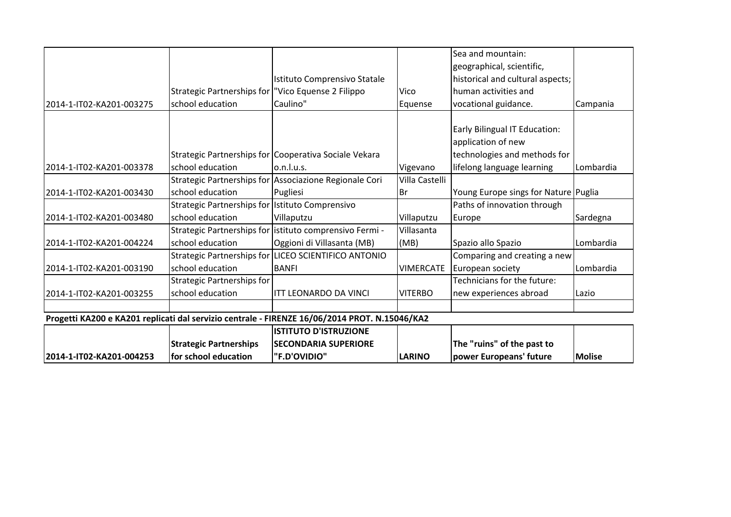| | | | | | |
|---|---|---|---|---|---|
| 2014-1-IT02-KA201-003275 | Strategic Partnerships for school education | Istituto Comprensivo Statale "Vico Equense 2 Filippo Caulino" | Vico Equense | Sea and mountain: geographical, scientific, historical and cultural aspects; human activities and vocational guidance. | Campania |
| 2014-1-IT02-KA201-003378 | Strategic Partnerships for school education | Cooperativa Sociale Vekara o.n.l.u.s. | Vigevano | Early Bilingual IT Education: application of new technologies and methods for lifelong language learning | Lombardia |
| 2014-1-IT02-KA201-003430 | Strategic Partnerships for school education | Associazione Regionale Cori Pugliesi | Villa Castelli Br | Young Europe sings for Nature | Puglia |
| 2014-1-IT02-KA201-003480 | Strategic Partnerships for school education | Istituto Comprensivo Villaputzu | Villaputzu | Paths of innovation through Europe | Sardegna |
| 2014-1-IT02-KA201-004224 | Strategic Partnerships for school education | istituto comprensivo Fermi - Oggioni di Villasanta (MB) | Villasanta (MB) | Spazio allo Spazio | Lombardia |
| 2014-1-IT02-KA201-003190 | Strategic Partnerships for school education | LICEO SCIENTIFICO ANTONIO BANFI | VIMERCATE | Comparing and creating a new European society | Lombardia |
| 2014-1-IT02-KA201-003255 | Strategic Partnerships for school education | ITT LEONARDO DA VINCI | VITERBO | Technicians for the future: new experiences abroad | Lazio |
| | | | | | |

**Progetti KA200 e KA201 replicati dal servizio centrale - FIRENZE 16/06/2014 PROT. N.15046/KA2**

| | | | | | |
|---|---|---|---|---|---|
| **2014-1-IT02-KA201-004253** | **Strategic Partnerships for school education** | **ISTITUTO D'ISTRUZIONE SECONDARIA SUPERIORE "F.D'OVIDIO"** | **LARINO** | **The "ruins" of the past to power Europeans' future** | **Molise** |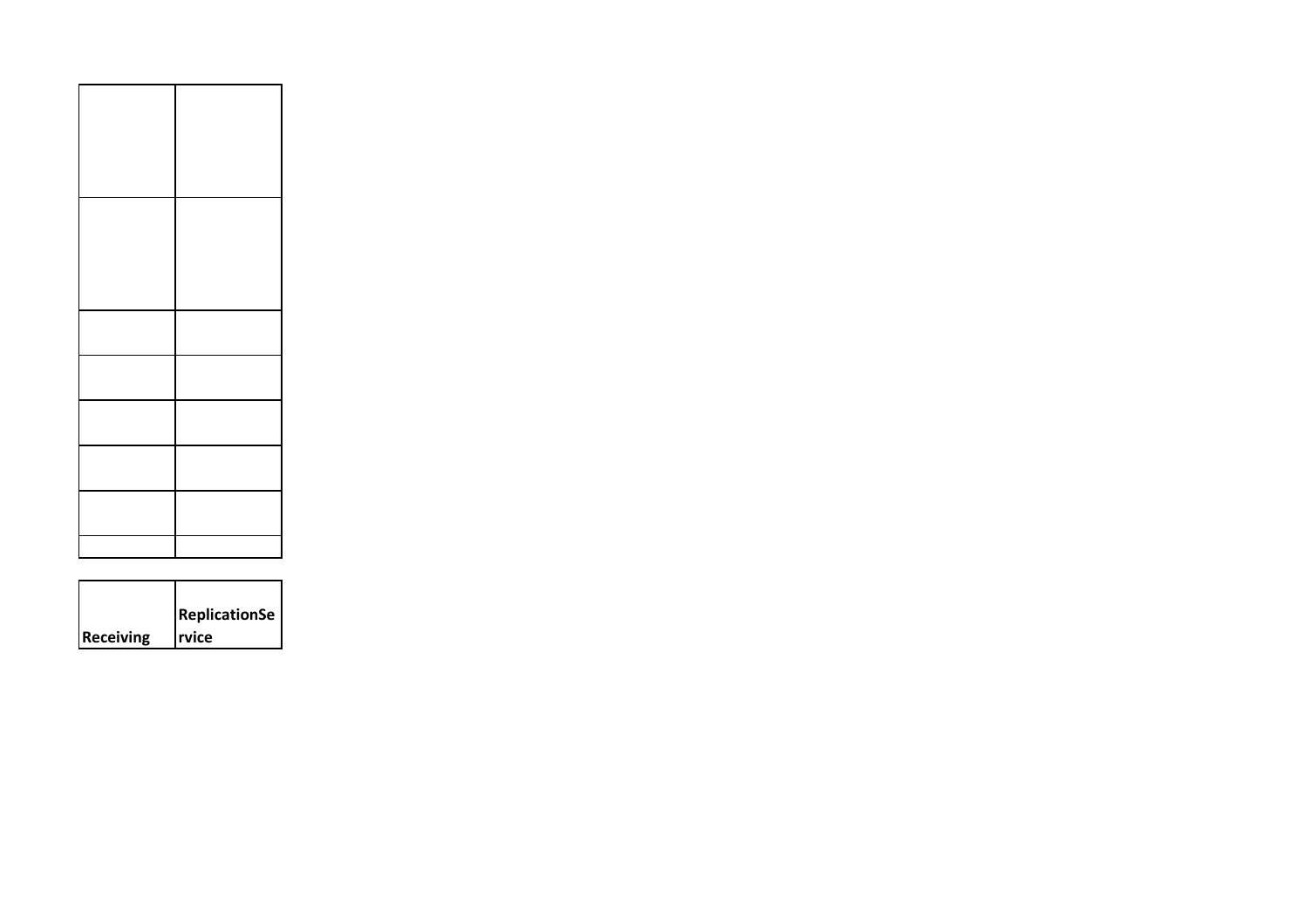| | |
|---|---|
| | |
| | |
| | |
| | |
| | |
| | |
| | |
| | |

| | |
|---|---|
| **Receiving** | **ReplicationService** |